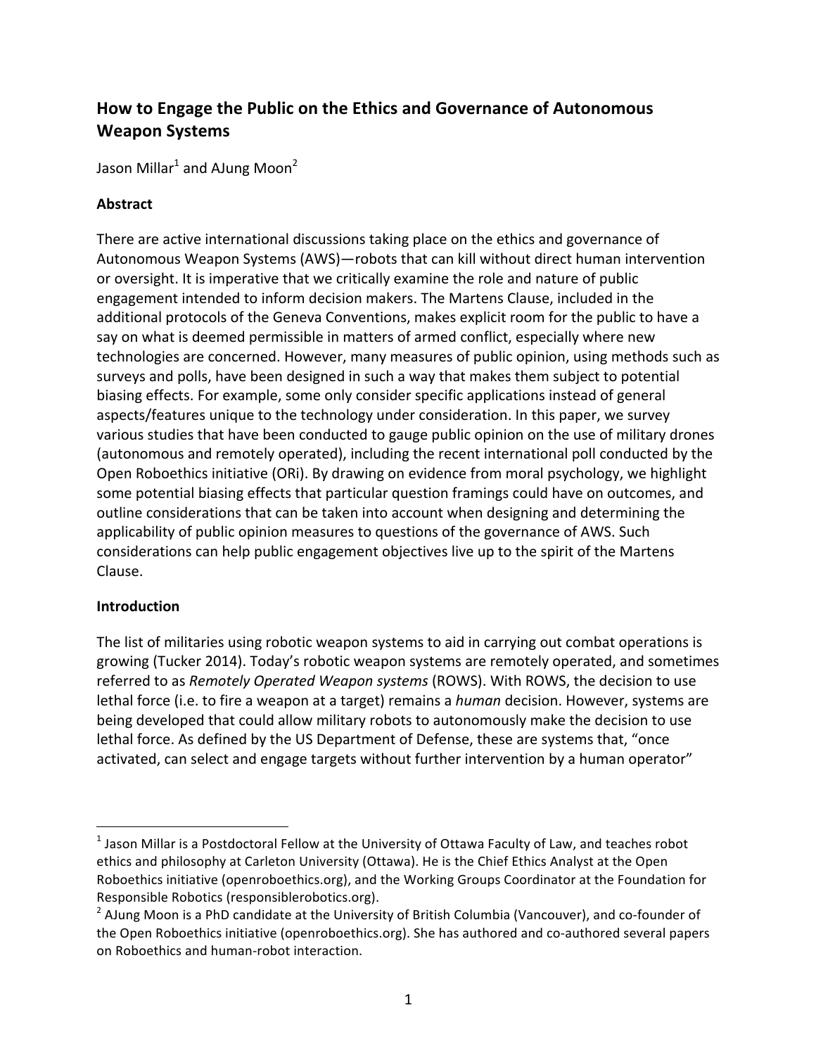# How to Engage the Public on the Ethics and Governance of Autonomous Weapon Systems

Jason Millar[1] and AJung Moon[2]

**Abstract**

There are active international discussions taking place on the ethics and governance of Autonomous Weapon Systems (AWS)—robots that can kill without direct human intervention or oversight. It is imperative that we critically examine the role and nature of public engagement intended to inform decision makers. The Martens Clause, included in the additional protocols of the Geneva Conventions, makes explicit room for the public to have a say on what is deemed permissible in matters of armed conflict, especially where new technologies are concerned. However, many measures of public opinion, using methods such as surveys and polls, have been designed in such a way that makes them subject to potential biasing effects. For example, some only consider specific applications instead of general aspects/features unique to the technology under consideration. In this paper, we survey various studies that have been conducted to gauge public opinion on the use of military drones (autonomous and remotely operated), including the recent international poll conducted by the Open Roboethics initiative (ORi). By drawing on evidence from moral psychology, we highlight some potential biasing effects that particular question framings could have on outcomes, and outline considerations that can be taken into account when designing and determining the applicability of public opinion measures to questions of the governance of AWS. Such considerations can help public engagement objectives live up to the spirit of the Martens Clause.

**Introduction**

The list of militaries using robotic weapon systems to aid in carrying out combat operations is growing (Tucker 2014). Today's robotic weapon systems are remotely operated, and sometimes referred to as *Remotely Operated Weapon systems* (ROWS). With ROWS, the decision to use lethal force (i.e. to fire a weapon at a target) remains a *human* decision. However, systems are being developed that could allow military robots to autonomously make the decision to use lethal force. As defined by the US Department of Defense, these are systems that, "once activated, can select and engage targets without further intervention by a human operator"

---

[1] Jason Millar is a Postdoctoral Fellow at the University of Ottawa Faculty of Law, and teaches robot ethics and philosophy at Carleton University (Ottawa). He is the Chief Ethics Analyst at the Open Roboethics initiative (openroboethics.org), and the Working Groups Coordinator at the Foundation for Responsible Robotics (responsiblerobotics.org).

[2] AJung Moon is a PhD candidate at the University of British Columbia (Vancouver), and co-founder of the Open Roboethics initiative (openroboethics.org). She has authored and co-authored several papers on Roboethics and human-robot interaction.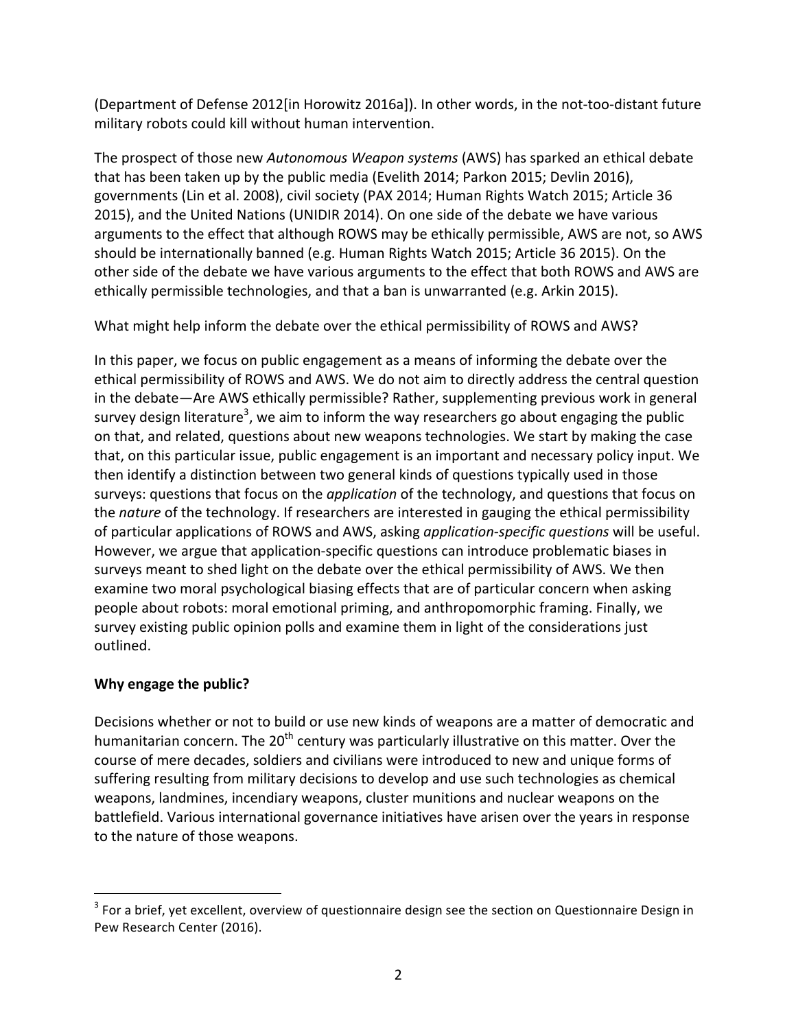(Department of Defense 2012[in Horowitz 2016a]). In other words, in the not-too-distant future military robots could kill without human intervention.

The prospect of those new *Autonomous Weapon systems* (AWS) has sparked an ethical debate that has been taken up by the public media (Evelith 2014; Parkon 2015; Devlin 2016), governments (Lin et al. 2008), civil society (PAX 2014; Human Rights Watch 2015; Article 36 2015), and the United Nations (UNIDIR 2014). On one side of the debate we have various arguments to the effect that although ROWS may be ethically permissible, AWS are not, so AWS should be internationally banned (e.g. Human Rights Watch 2015; Article 36 2015). On the other side of the debate we have various arguments to the effect that both ROWS and AWS are ethically permissible technologies, and that a ban is unwarranted (e.g. Arkin 2015).

What might help inform the debate over the ethical permissibility of ROWS and AWS?

In this paper, we focus on public engagement as a means of informing the debate over the ethical permissibility of ROWS and AWS. We do not aim to directly address the central question in the debate—Are AWS ethically permissible? Rather, supplementing previous work in general survey design literature[3], we aim to inform the way researchers go about engaging the public on that, and related, questions about new weapons technologies. We start by making the case that, on this particular issue, public engagement is an important and necessary policy input. We then identify a distinction between two general kinds of questions typically used in those surveys: questions that focus on the *application* of the technology, and questions that focus on the *nature* of the technology. If researchers are interested in gauging the ethical permissibility of particular applications of ROWS and AWS, asking *application-specific questions* will be useful. However, we argue that application-specific questions can introduce problematic biases in surveys meant to shed light on the debate over the ethical permissibility of AWS. We then examine two moral psychological biasing effects that are of particular concern when asking people about robots: moral emotional priming, and anthropomorphic framing. Finally, we survey existing public opinion polls and examine them in light of the considerations just outlined.

**Why engage the public?**

Decisions whether or not to build or use new kinds of weapons are a matter of democratic and humanitarian concern. The 20th century was particularly illustrative on this matter. Over the course of mere decades, soldiers and civilians were introduced to new and unique forms of suffering resulting from military decisions to develop and use such technologies as chemical weapons, landmines, incendiary weapons, cluster munitions and nuclear weapons on the battlefield. Various international governance initiatives have arisen over the years in response to the nature of those weapons.

[3] For a brief, yet excellent, overview of questionnaire design see the section on Questionnaire Design in Pew Research Center (2016).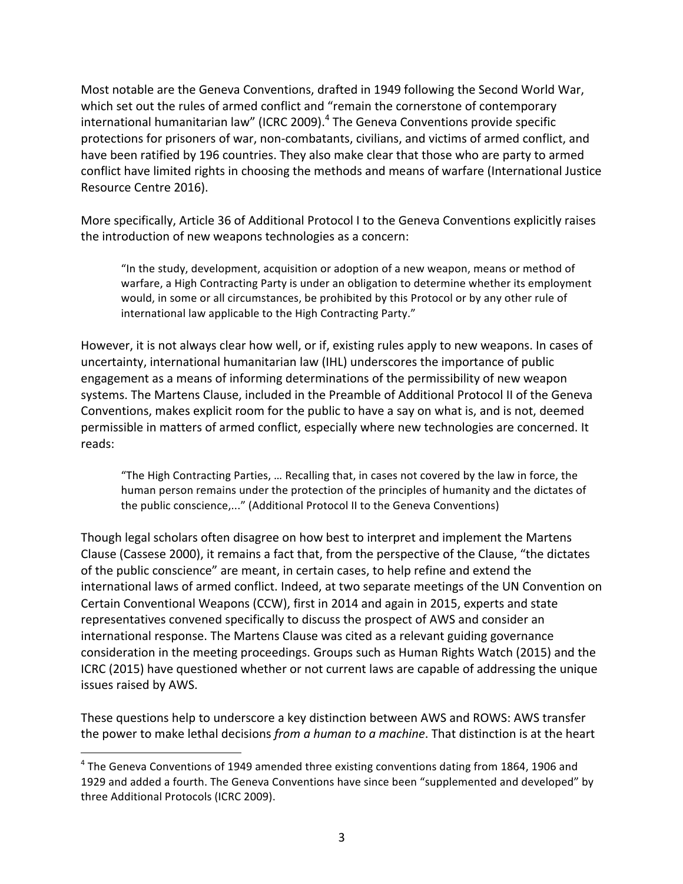Most notable are the Geneva Conventions, drafted in 1949 following the Second World War, which set out the rules of armed conflict and "remain the cornerstone of contemporary international humanitarian law" (ICRC 2009).[4] The Geneva Conventions provide specific protections for prisoners of war, non-combatants, civilians, and victims of armed conflict, and have been ratified by 196 countries. They also make clear that those who are party to armed conflict have limited rights in choosing the methods and means of warfare (International Justice Resource Centre 2016).

More specifically, Article 36 of Additional Protocol I to the Geneva Conventions explicitly raises the introduction of new weapons technologies as a concern:

> "In the study, development, acquisition or adoption of a new weapon, means or method of warfare, a High Contracting Party is under an obligation to determine whether its employment would, in some or all circumstances, be prohibited by this Protocol or by any other rule of international law applicable to the High Contracting Party."

However, it is not always clear how well, or if, existing rules apply to new weapons. In cases of uncertainty, international humanitarian law (IHL) underscores the importance of public engagement as a means of informing determinations of the permissibility of new weapon systems. The Martens Clause, included in the Preamble of Additional Protocol II of the Geneva Conventions, makes explicit room for the public to have a say on what is, and is not, deemed permissible in matters of armed conflict, especially where new technologies are concerned. It reads:

> "The High Contracting Parties, … Recalling that, in cases not covered by the law in force, the human person remains under the protection of the principles of humanity and the dictates of the public conscience,..." (Additional Protocol II to the Geneva Conventions)

Though legal scholars often disagree on how best to interpret and implement the Martens Clause (Cassese 2000), it remains a fact that, from the perspective of the Clause, "the dictates of the public conscience" are meant, in certain cases, to help refine and extend the international laws of armed conflict. Indeed, at two separate meetings of the UN Convention on Certain Conventional Weapons (CCW), first in 2014 and again in 2015, experts and state representatives convened specifically to discuss the prospect of AWS and consider an international response. The Martens Clause was cited as a relevant guiding governance consideration in the meeting proceedings. Groups such as Human Rights Watch (2015) and the ICRC (2015) have questioned whether or not current laws are capable of addressing the unique issues raised by AWS.

These questions help to underscore a key distinction between AWS and ROWS: AWS transfer the power to make lethal decisions *from a human to a machine*. That distinction is at the heart

---

[4] The Geneva Conventions of 1949 amended three existing conventions dating from 1864, 1906 and 1929 and added a fourth. The Geneva Conventions have since been "supplemented and developed" by three Additional Protocols (ICRC 2009).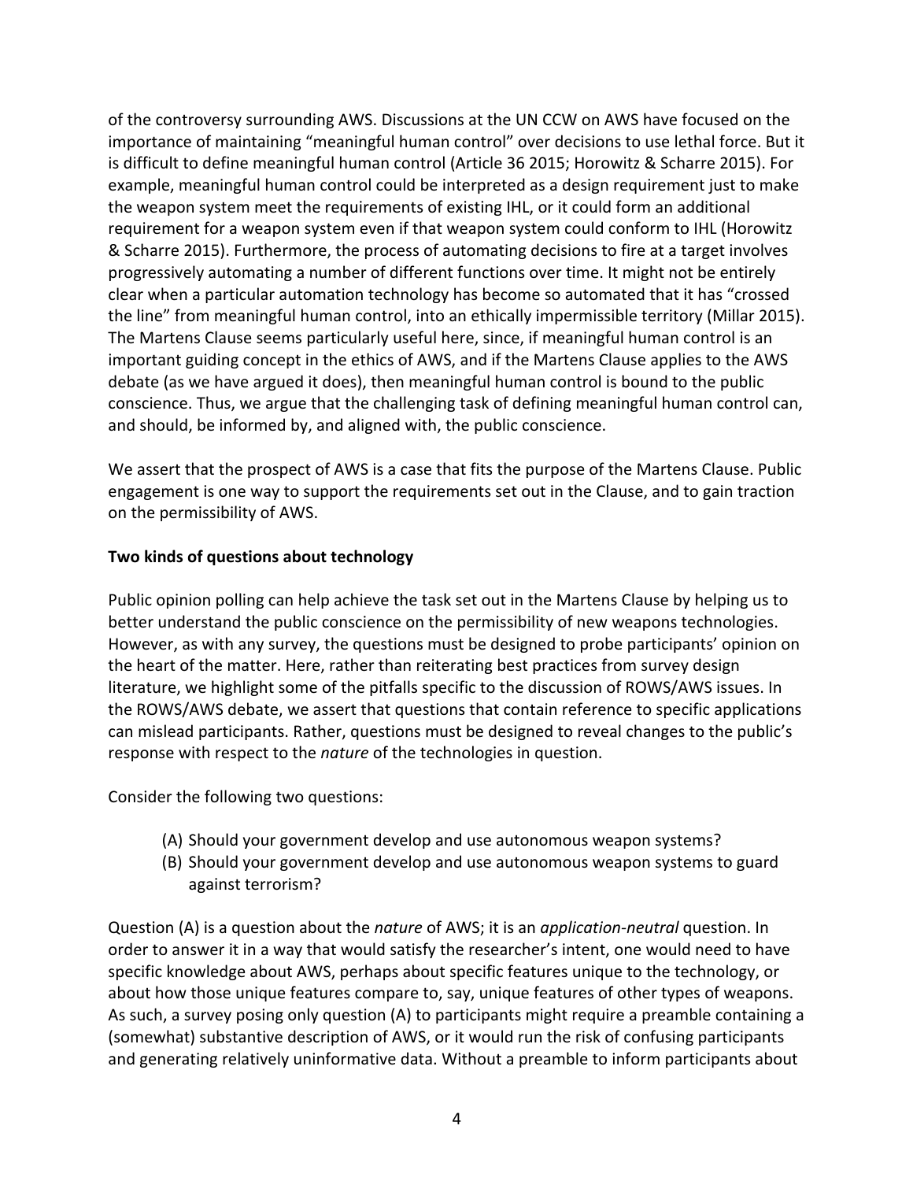of the controversy surrounding AWS. Discussions at the UN CCW on AWS have focused on the importance of maintaining "meaningful human control" over decisions to use lethal force. But it is difficult to define meaningful human control (Article 36 2015; Horowitz & Scharre 2015). For example, meaningful human control could be interpreted as a design requirement just to make the weapon system meet the requirements of existing IHL, or it could form an additional requirement for a weapon system even if that weapon system could conform to IHL (Horowitz & Scharre 2015). Furthermore, the process of automating decisions to fire at a target involves progressively automating a number of different functions over time. It might not be entirely clear when a particular automation technology has become so automated that it has "crossed the line" from meaningful human control, into an ethically impermissible territory (Millar 2015). The Martens Clause seems particularly useful here, since, if meaningful human control is an important guiding concept in the ethics of AWS, and if the Martens Clause applies to the AWS debate (as we have argued it does), then meaningful human control is bound to the public conscience. Thus, we argue that the challenging task of defining meaningful human control can, and should, be informed by, and aligned with, the public conscience.

We assert that the prospect of AWS is a case that fits the purpose of the Martens Clause. Public engagement is one way to support the requirements set out in the Clause, and to gain traction on the permissibility of AWS.

**Two kinds of questions about technology**

Public opinion polling can help achieve the task set out in the Martens Clause by helping us to better understand the public conscience on the permissibility of new weapons technologies. However, as with any survey, the questions must be designed to probe participants' opinion on the heart of the matter. Here, rather than reiterating best practices from survey design literature, we highlight some of the pitfalls specific to the discussion of ROWS/AWS issues. In the ROWS/AWS debate, we assert that questions that contain reference to specific applications can mislead participants. Rather, questions must be designed to reveal changes to the public's response with respect to the *nature* of the technologies in question.

Consider the following two questions:

(A) Should your government develop and use autonomous weapon systems?
(B) Should your government develop and use autonomous weapon systems to guard against terrorism?

Question (A) is a question about the *nature* of AWS; it is an *application-neutral* question. In order to answer it in a way that would satisfy the researcher's intent, one would need to have specific knowledge about AWS, perhaps about specific features unique to the technology, or about how those unique features compare to, say, unique features of other types of weapons. As such, a survey posing only question (A) to participants might require a preamble containing a (somewhat) substantive description of AWS, or it would run the risk of confusing participants and generating relatively uninformative data. Without a preamble to inform participants about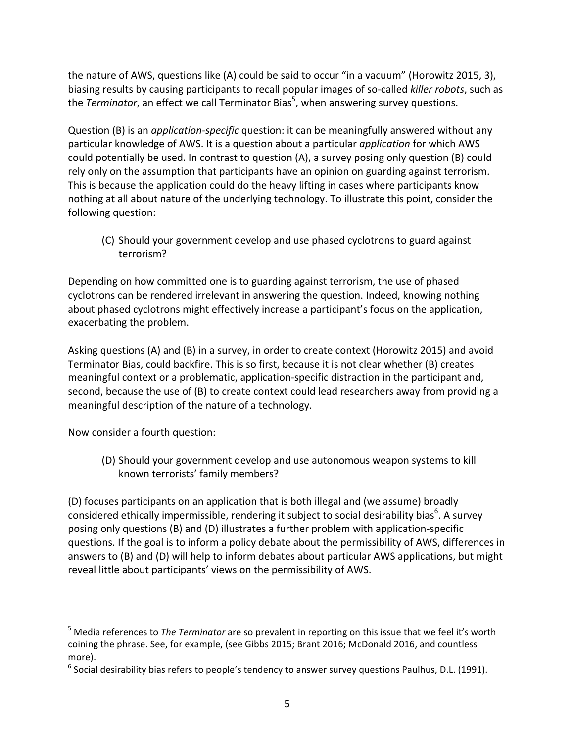the nature of AWS, questions like (A) could be said to occur "in a vacuum" (Horowitz 2015, 3), biasing results by causing participants to recall popular images of so-called *killer robots*, such as the *Terminator*, an effect we call Terminator Bias[5], when answering survey questions.

Question (B) is an *application-specific* question: it can be meaningfully answered without any particular knowledge of AWS. It is a question about a particular *application* for which AWS could potentially be used. In contrast to question (A), a survey posing only question (B) could rely only on the assumption that participants have an opinion on guarding against terrorism. This is because the application could do the heavy lifting in cases where participants know nothing at all about nature of the underlying technology. To illustrate this point, consider the following question:

> (C) Should your government develop and use phased cyclotrons to guard against terrorism?

Depending on how committed one is to guarding against terrorism, the use of phased cyclotrons can be rendered irrelevant in answering the question. Indeed, knowing nothing about phased cyclotrons might effectively increase a participant's focus on the application, exacerbating the problem.

Asking questions (A) and (B) in a survey, in order to create context (Horowitz 2015) and avoid Terminator Bias, could backfire. This is so first, because it is not clear whether (B) creates meaningful context or a problematic, application-specific distraction in the participant and, second, because the use of (B) to create context could lead researchers away from providing a meaningful description of the nature of a technology.

Now consider a fourth question:

> (D) Should your government develop and use autonomous weapon systems to kill known terrorists' family members?

(D) focuses participants on an application that is both illegal and (we assume) broadly considered ethically impermissible, rendering it subject to social desirability bias[6]. A survey posing only questions (B) and (D) illustrates a further problem with application-specific questions. If the goal is to inform a policy debate about the permissibility of AWS, differences in answers to (B) and (D) will help to inform debates about particular AWS applications, but might reveal little about participants' views on the permissibility of AWS.

---

[5] Media references to *The Terminator* are so prevalent in reporting on this issue that we feel it's worth coining the phrase. See, for example, (see Gibbs 2015; Brant 2016; McDonald 2016, and countless more).

[6] Social desirability bias refers to people's tendency to answer survey questions Paulhus, D.L. (1991).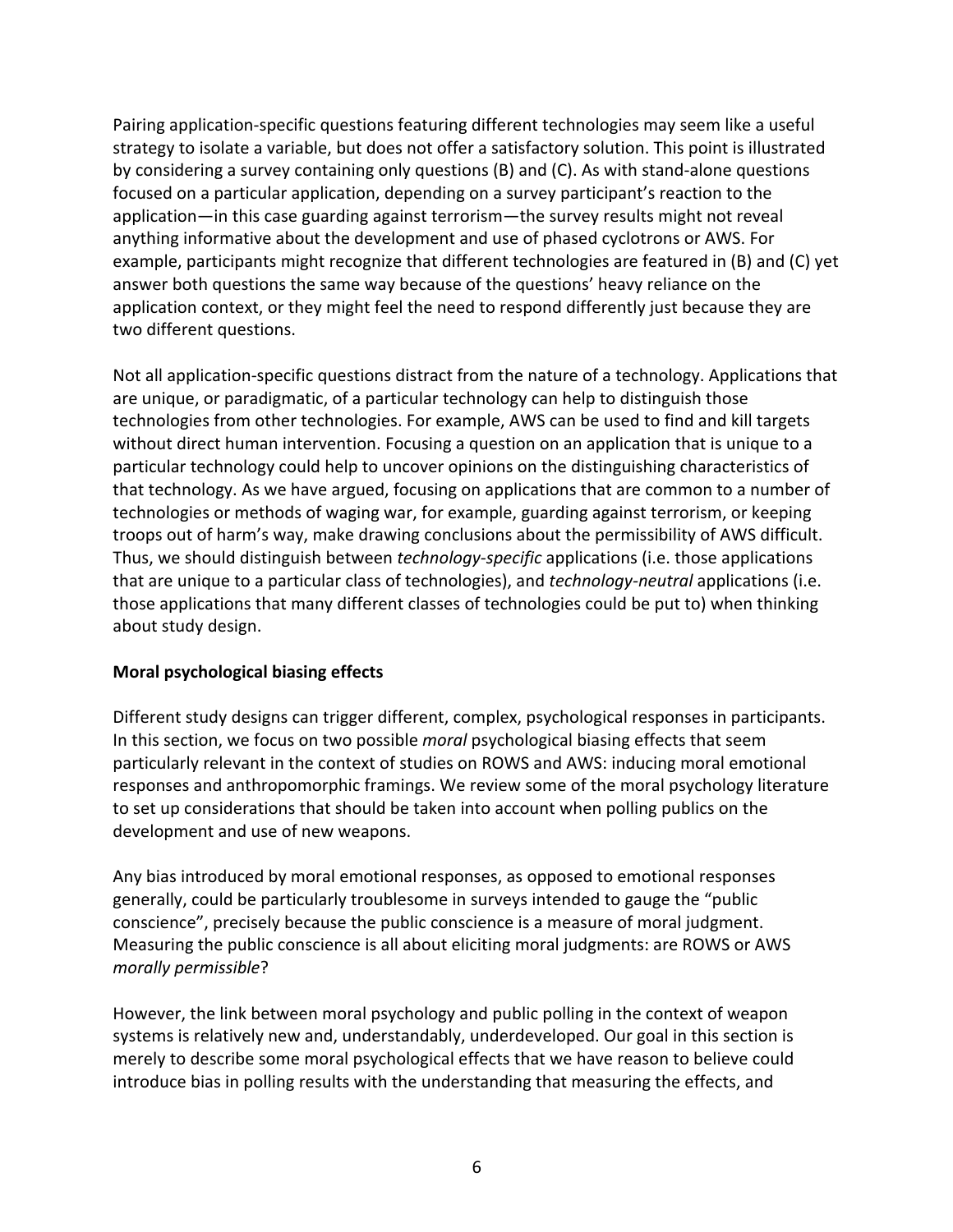Pairing application-specific questions featuring different technologies may seem like a useful strategy to isolate a variable, but does not offer a satisfactory solution. This point is illustrated by considering a survey containing only questions (B) and (C). As with stand-alone questions focused on a particular application, depending on a survey participant's reaction to the application—in this case guarding against terrorism—the survey results might not reveal anything informative about the development and use of phased cyclotrons or AWS. For example, participants might recognize that different technologies are featured in (B) and (C) yet answer both questions the same way because of the questions' heavy reliance on the application context, or they might feel the need to respond differently just because they are two different questions.

Not all application-specific questions distract from the nature of a technology. Applications that are unique, or paradigmatic, of a particular technology can help to distinguish those technologies from other technologies. For example, AWS can be used to find and kill targets without direct human intervention. Focusing a question on an application that is unique to a particular technology could help to uncover opinions on the distinguishing characteristics of that technology. As we have argued, focusing on applications that are common to a number of technologies or methods of waging war, for example, guarding against terrorism, or keeping troops out of harm's way, make drawing conclusions about the permissibility of AWS difficult. Thus, we should distinguish between *technology-specific* applications (i.e. those applications that are unique to a particular class of technologies), and *technology-neutral* applications (i.e. those applications that many different classes of technologies could be put to) when thinking about study design.

**Moral psychological biasing effects**

Different study designs can trigger different, complex, psychological responses in participants. In this section, we focus on two possible *moral* psychological biasing effects that seem particularly relevant in the context of studies on ROWS and AWS: inducing moral emotional responses and anthropomorphic framings. We review some of the moral psychology literature to set up considerations that should be taken into account when polling publics on the development and use of new weapons.

Any bias introduced by moral emotional responses, as opposed to emotional responses generally, could be particularly troublesome in surveys intended to gauge the "public conscience", precisely because the public conscience is a measure of moral judgment. Measuring the public conscience is all about eliciting moral judgments: are ROWS or AWS *morally permissible*?

However, the link between moral psychology and public polling in the context of weapon systems is relatively new and, understandably, underdeveloped. Our goal in this section is merely to describe some moral psychological effects that we have reason to believe could introduce bias in polling results with the understanding that measuring the effects, and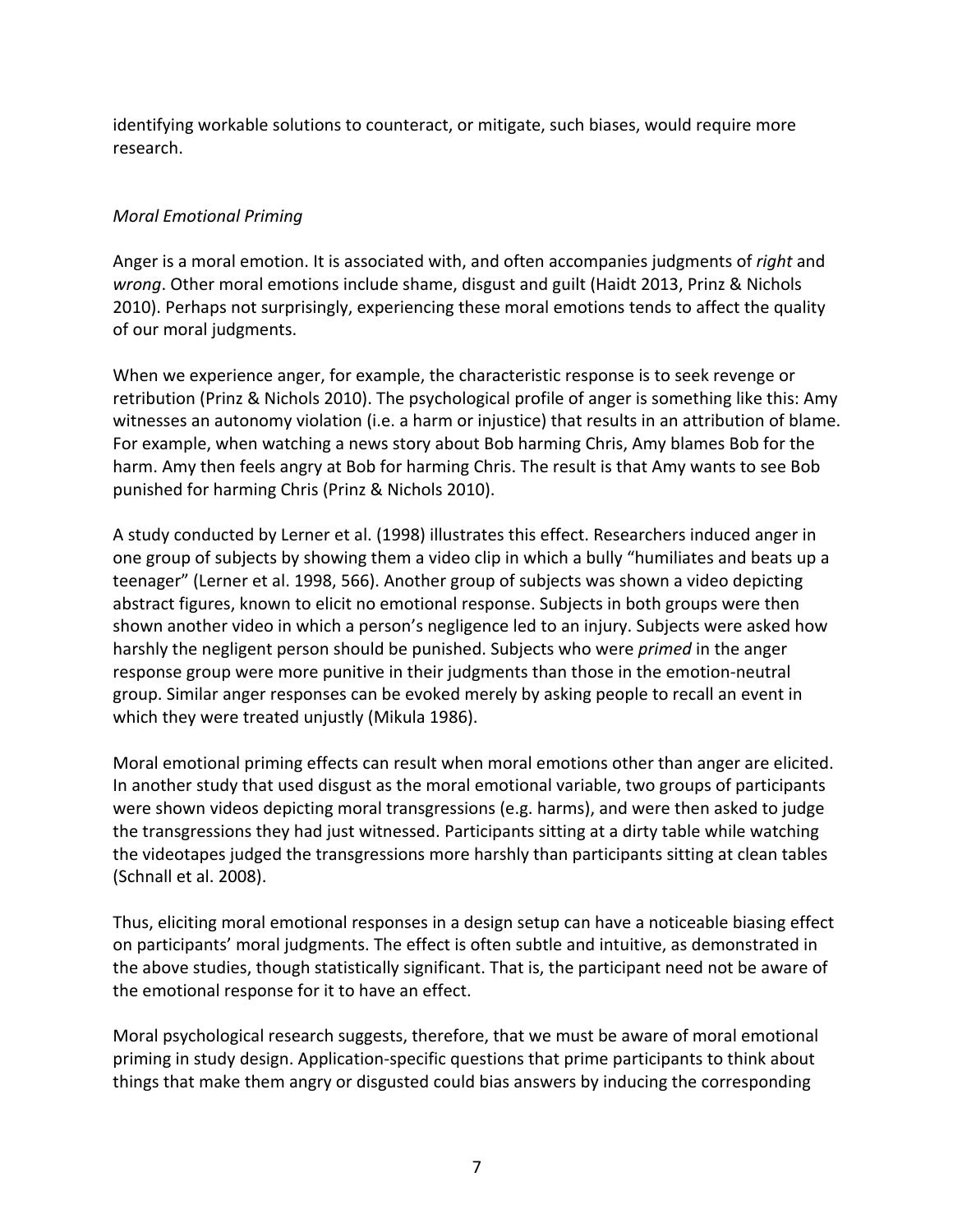identifying workable solutions to counteract, or mitigate, such biases, would require more research.

### *Moral Emotional Priming*

Anger is a moral emotion. It is associated with, and often accompanies judgments of *right* and *wrong*. Other moral emotions include shame, disgust and guilt (Haidt 2013, Prinz & Nichols 2010). Perhaps not surprisingly, experiencing these moral emotions tends to affect the quality of our moral judgments.

When we experience anger, for example, the characteristic response is to seek revenge or retribution (Prinz & Nichols 2010). The psychological profile of anger is something like this: Amy witnesses an autonomy violation (i.e. a harm or injustice) that results in an attribution of blame. For example, when watching a news story about Bob harming Chris, Amy blames Bob for the harm. Amy then feels angry at Bob for harming Chris. The result is that Amy wants to see Bob punished for harming Chris (Prinz & Nichols 2010).

A study conducted by Lerner et al. (1998) illustrates this effect. Researchers induced anger in one group of subjects by showing them a video clip in which a bully "humiliates and beats up a teenager" (Lerner et al. 1998, 566). Another group of subjects was shown a video depicting abstract figures, known to elicit no emotional response. Subjects in both groups were then shown another video in which a person's negligence led to an injury. Subjects were asked how harshly the negligent person should be punished. Subjects who were *primed* in the anger response group were more punitive in their judgments than those in the emotion-neutral group. Similar anger responses can be evoked merely by asking people to recall an event in which they were treated unjustly (Mikula 1986).

Moral emotional priming effects can result when moral emotions other than anger are elicited. In another study that used disgust as the moral emotional variable, two groups of participants were shown videos depicting moral transgressions (e.g. harms), and were then asked to judge the transgressions they had just witnessed. Participants sitting at a dirty table while watching the videotapes judged the transgressions more harshly than participants sitting at clean tables (Schnall et al. 2008).

Thus, eliciting moral emotional responses in a design setup can have a noticeable biasing effect on participants' moral judgments. The effect is often subtle and intuitive, as demonstrated in the above studies, though statistically significant. That is, the participant need not be aware of the emotional response for it to have an effect.

Moral psychological research suggests, therefore, that we must be aware of moral emotional priming in study design. Application-specific questions that prime participants to think about things that make them angry or disgusted could bias answers by inducing the corresponding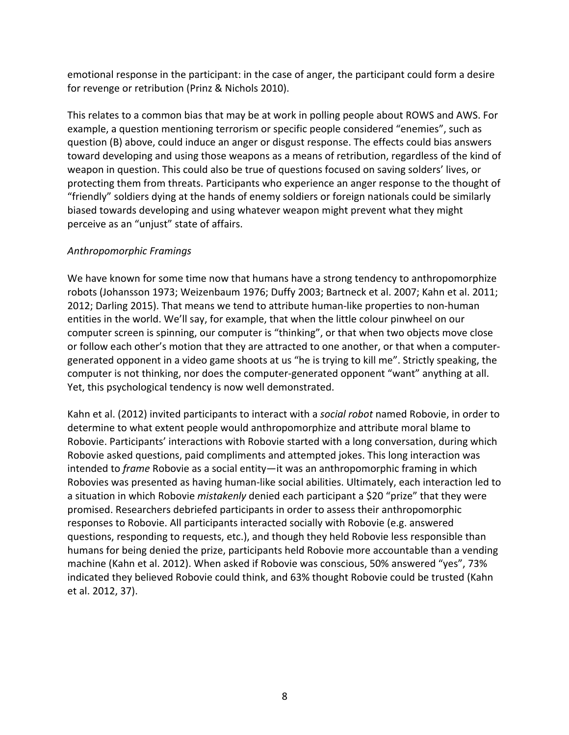emotional response in the participant: in the case of anger, the participant could form a desire for revenge or retribution (Prinz & Nichols 2010).

This relates to a common bias that may be at work in polling people about ROWS and AWS. For example, a question mentioning terrorism or specific people considered "enemies", such as question (B) above, could induce an anger or disgust response. The effects could bias answers toward developing and using those weapons as a means of retribution, regardless of the kind of weapon in question. This could also be true of questions focused on saving solders' lives, or protecting them from threats. Participants who experience an anger response to the thought of "friendly" soldiers dying at the hands of enemy soldiers or foreign nationals could be similarly biased towards developing and using whatever weapon might prevent what they might perceive as an "unjust" state of affairs.

*Anthropomorphic Framings*

We have known for some time now that humans have a strong tendency to anthropomorphize robots (Johansson 1973; Weizenbaum 1976; Duffy 2003; Bartneck et al. 2007; Kahn et al. 2011; 2012; Darling 2015). That means we tend to attribute human-like properties to non-human entities in the world. We'll say, for example, that when the little colour pinwheel on our computer screen is spinning, our computer is "thinking", or that when two objects move close or follow each other's motion that they are attracted to one another, or that when a computer-generated opponent in a video game shoots at us "he is trying to kill me". Strictly speaking, the computer is not thinking, nor does the computer-generated opponent "want" anything at all. Yet, this psychological tendency is now well demonstrated.

Kahn et al. (2012) invited participants to interact with a *social robot* named Robovie, in order to determine to what extent people would anthropomorphize and attribute moral blame to Robovie. Participants' interactions with Robovie started with a long conversation, during which Robovie asked questions, paid compliments and attempted jokes. This long interaction was intended to *frame* Robovie as a social entity—it was an anthropomorphic framing in which Robovies was presented as having human-like social abilities. Ultimately, each interaction led to a situation in which Robovie *mistakenly* denied each participant a $20 "prize" that they were promised. Researchers debriefed participants in order to assess their anthropomorphic responses to Robovie. All participants interacted socially with Robovie (e.g. answered questions, responding to requests, etc.), and though they held Robovie less responsible than humans for being denied the prize, participants held Robovie more accountable than a vending machine (Kahn et al. 2012). When asked if Robovie was conscious, 50% answered "yes", 73% indicated they believed Robovie could think, and 63% thought Robovie could be trusted (Kahn et al. 2012, 37).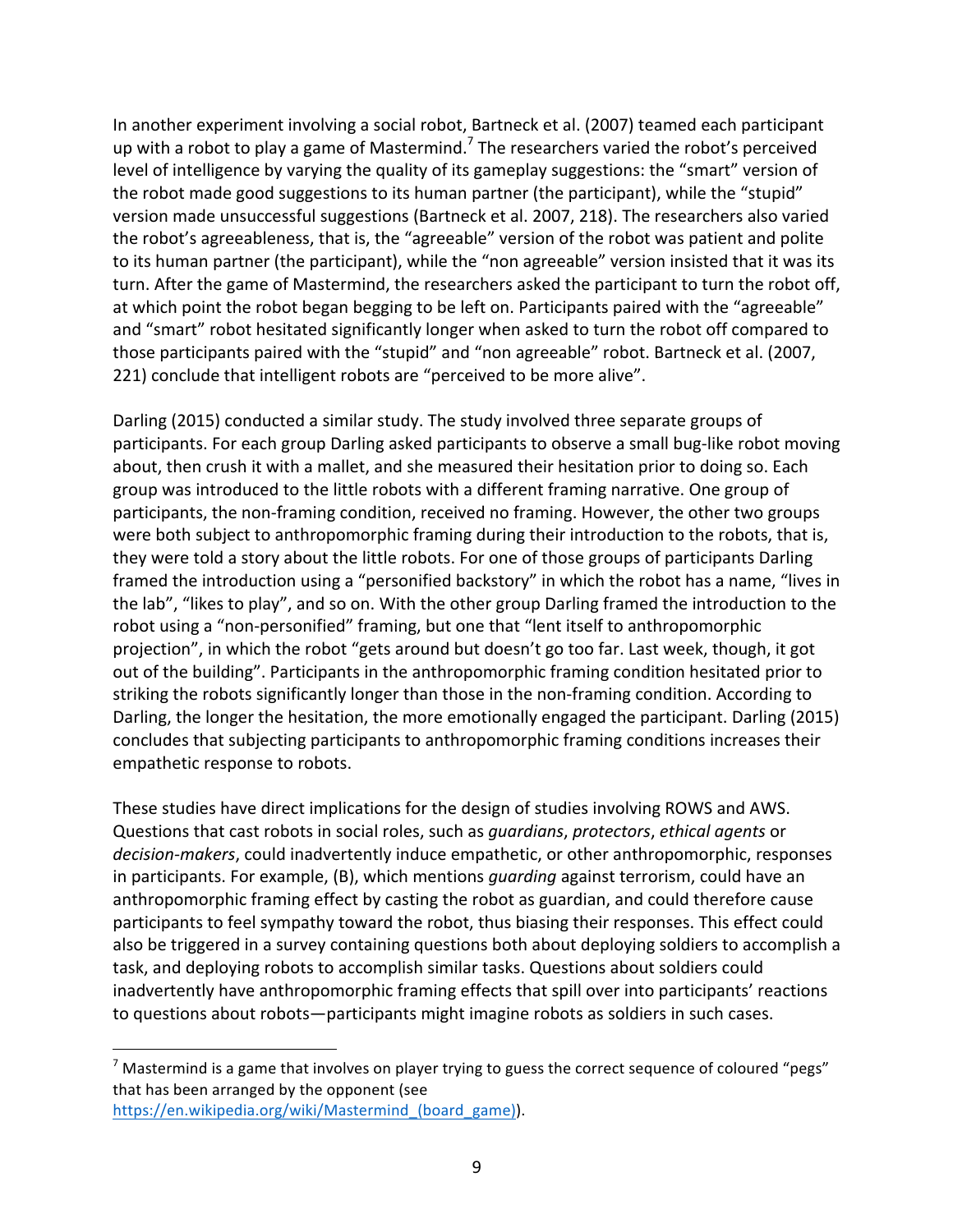In another experiment involving a social robot, Bartneck et al. (2007) teamed each participant up with a robot to play a game of Mastermind.[7] The researchers varied the robot's perceived level of intelligence by varying the quality of its gameplay suggestions: the "smart" version of the robot made good suggestions to its human partner (the participant), while the "stupid" version made unsuccessful suggestions (Bartneck et al. 2007, 218). The researchers also varied the robot's agreeableness, that is, the "agreeable" version of the robot was patient and polite to its human partner (the participant), while the "non agreeable" version insisted that it was its turn. After the game of Mastermind, the researchers asked the participant to turn the robot off, at which point the robot began begging to be left on. Participants paired with the "agreeable" and "smart" robot hesitated significantly longer when asked to turn the robot off compared to those participants paired with the "stupid" and "non agreeable" robot. Bartneck et al. (2007, 221) conclude that intelligent robots are "perceived to be more alive".

Darling (2015) conducted a similar study. The study involved three separate groups of participants. For each group Darling asked participants to observe a small bug-like robot moving about, then crush it with a mallet, and she measured their hesitation prior to doing so. Each group was introduced to the little robots with a different framing narrative. One group of participants, the non-framing condition, received no framing. However, the other two groups were both subject to anthropomorphic framing during their introduction to the robots, that is, they were told a story about the little robots. For one of those groups of participants Darling framed the introduction using a "personified backstory" in which the robot has a name, "lives in the lab", "likes to play", and so on. With the other group Darling framed the introduction to the robot using a "non-personified" framing, but one that "lent itself to anthropomorphic projection", in which the robot "gets around but doesn't go too far. Last week, though, it got out of the building". Participants in the anthropomorphic framing condition hesitated prior to striking the robots significantly longer than those in the non-framing condition. According to Darling, the longer the hesitation, the more emotionally engaged the participant. Darling (2015) concludes that subjecting participants to anthropomorphic framing conditions increases their empathetic response to robots.

These studies have direct implications for the design of studies involving ROWS and AWS. Questions that cast robots in social roles, such as *guardians*, *protectors*, *ethical agents* or *decision-makers*, could inadvertently induce empathetic, or other anthropomorphic, responses in participants. For example, (B), which mentions *guarding* against terrorism, could have an anthropomorphic framing effect by casting the robot as guardian, and could therefore cause participants to feel sympathy toward the robot, thus biasing their responses. This effect could also be triggered in a survey containing questions both about deploying soldiers to accomplish a task, and deploying robots to accomplish similar tasks. Questions about soldiers could inadvertently have anthropomorphic framing effects that spill over into participants' reactions to questions about robots—participants might imagine robots as soldiers in such cases.

---

[7] Mastermind is a game that involves on player trying to guess the correct sequence of coloured "pegs" that has been arranged by the opponent (see https://en.wikipedia.org/wiki/Mastermind_(board_game)).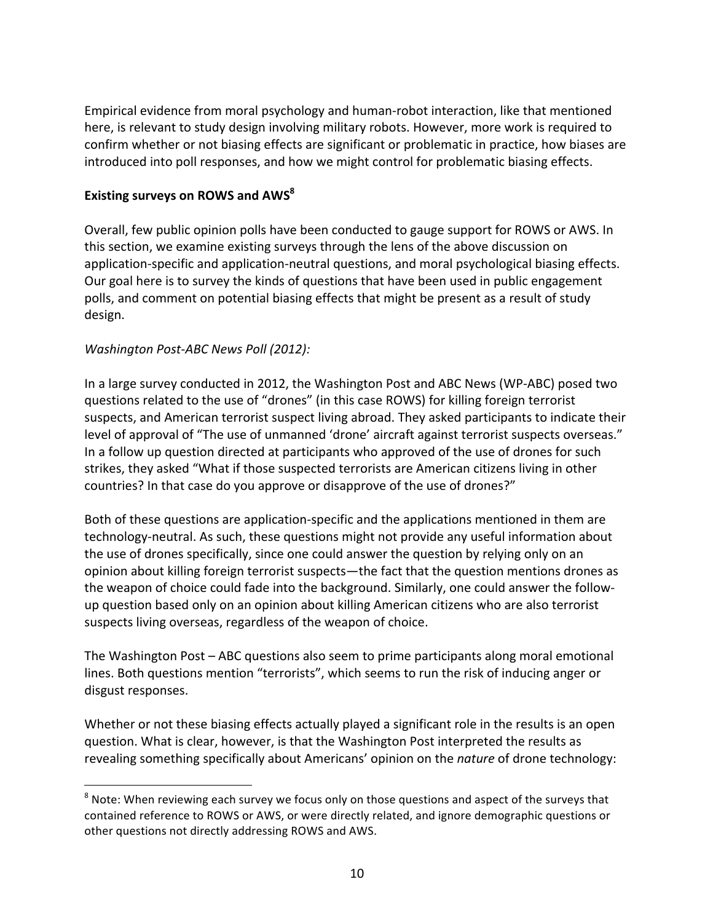Empirical evidence from moral psychology and human-robot interaction, like that mentioned here, is relevant to study design involving military robots. However, more work is required to confirm whether or not biasing effects are significant or problematic in practice, how biases are introduced into poll responses, and how we might control for problematic biasing effects.

**Existing surveys on ROWS and AWS[8]**

Overall, few public opinion polls have been conducted to gauge support for ROWS or AWS. In this section, we examine existing surveys through the lens of the above discussion on application-specific and application-neutral questions, and moral psychological biasing effects. Our goal here is to survey the kinds of questions that have been used in public engagement polls, and comment on potential biasing effects that might be present as a result of study design.

*Washington Post-ABC News Poll (2012):*

In a large survey conducted in 2012, the Washington Post and ABC News (WP-ABC) posed two questions related to the use of "drones" (in this case ROWS) for killing foreign terrorist suspects, and American terrorist suspect living abroad. They asked participants to indicate their level of approval of "The use of unmanned 'drone' aircraft against terrorist suspects overseas." In a follow up question directed at participants who approved of the use of drones for such strikes, they asked "What if those suspected terrorists are American citizens living in other countries? In that case do you approve or disapprove of the use of drones?"

Both of these questions are application-specific and the applications mentioned in them are technology-neutral. As such, these questions might not provide any useful information about the use of drones specifically, since one could answer the question by relying only on an opinion about killing foreign terrorist suspects—the fact that the question mentions drones as the weapon of choice could fade into the background. Similarly, one could answer the follow-up question based only on an opinion about killing American citizens who are also terrorist suspects living overseas, regardless of the weapon of choice.

The Washington Post – ABC questions also seem to prime participants along moral emotional lines. Both questions mention "terrorists", which seems to run the risk of inducing anger or disgust responses.

Whether or not these biasing effects actually played a significant role in the results is an open question. What is clear, however, is that the Washington Post interpreted the results as revealing something specifically about Americans' opinion on the *nature* of drone technology:

[8] Note: When reviewing each survey we focus only on those questions and aspect of the surveys that contained reference to ROWS or AWS, or were directly related, and ignore demographic questions or other questions not directly addressing ROWS and AWS.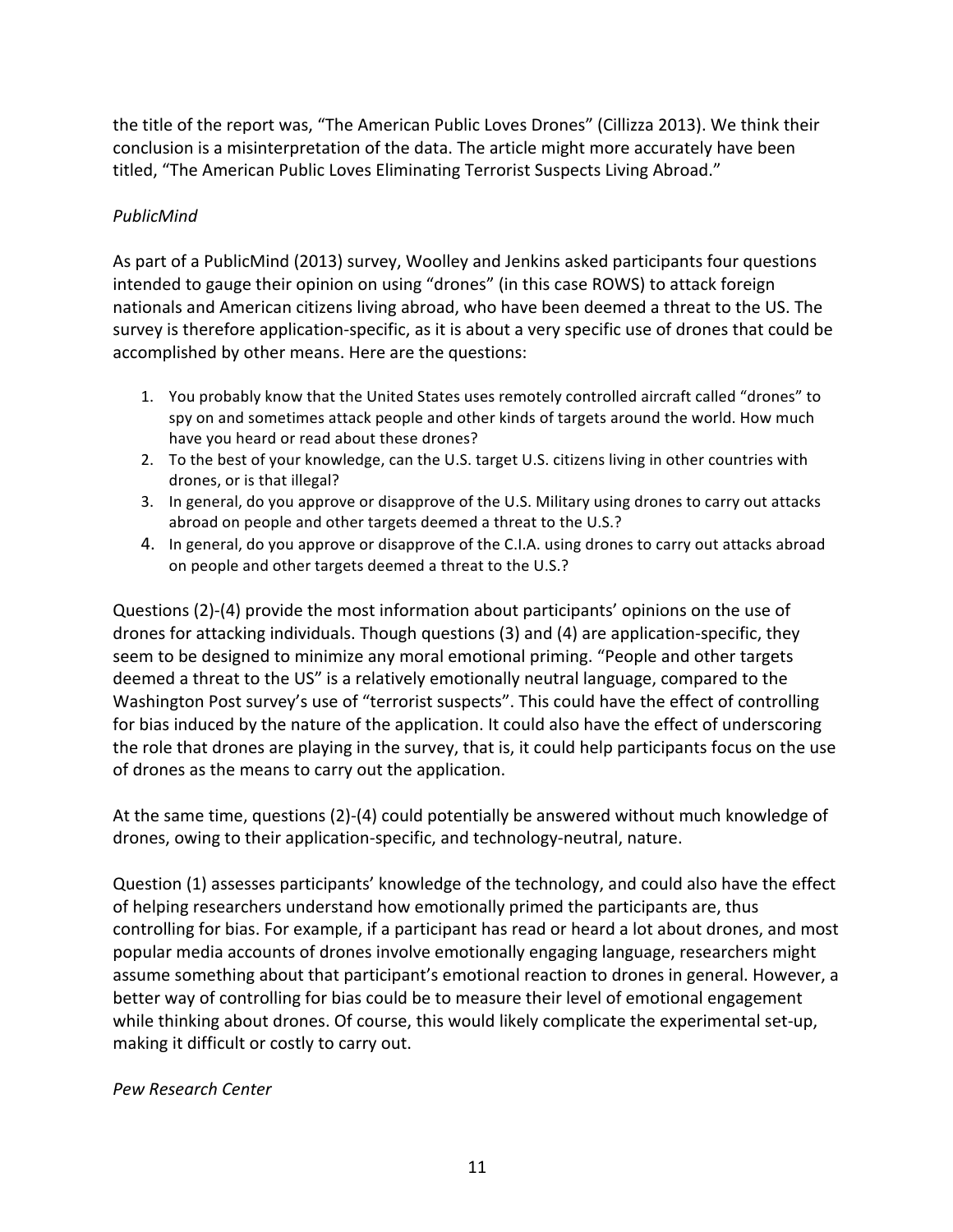the title of the report was, "The American Public Loves Drones" (Cillizza 2013). We think their conclusion is a misinterpretation of the data. The article might more accurately have been titled, "The American Public Loves Eliminating Terrorist Suspects Living Abroad."

*PublicMind*

As part of a PublicMind (2013) survey, Woolley and Jenkins asked participants four questions intended to gauge their opinion on using "drones" (in this case ROWS) to attack foreign nationals and American citizens living abroad, who have been deemed a threat to the US. The survey is therefore application-specific, as it is about a very specific use of drones that could be accomplished by other means. Here are the questions:

1. You probably know that the United States uses remotely controlled aircraft called "drones" to spy on and sometimes attack people and other kinds of targets around the world. How much have you heard or read about these drones?
2. To the best of your knowledge, can the U.S. target U.S. citizens living in other countries with drones, or is that illegal?
3. In general, do you approve or disapprove of the U.S. Military using drones to carry out attacks abroad on people and other targets deemed a threat to the U.S.?
4. In general, do you approve or disapprove of the C.I.A. using drones to carry out attacks abroad on people and other targets deemed a threat to the U.S.?

Questions (2)-(4) provide the most information about participants' opinions on the use of drones for attacking individuals. Though questions (3) and (4) are application-specific, they seem to be designed to minimize any moral emotional priming. "People and other targets deemed a threat to the US" is a relatively emotionally neutral language, compared to the Washington Post survey's use of "terrorist suspects". This could have the effect of controlling for bias induced by the nature of the application. It could also have the effect of underscoring the role that drones are playing in the survey, that is, it could help participants focus on the use of drones as the means to carry out the application.

At the same time, questions (2)-(4) could potentially be answered without much knowledge of drones, owing to their application-specific, and technology-neutral, nature.

Question (1) assesses participants' knowledge of the technology, and could also have the effect of helping researchers understand how emotionally primed the participants are, thus controlling for bias. For example, if a participant has read or heard a lot about drones, and most popular media accounts of drones involve emotionally engaging language, researchers might assume something about that participant's emotional reaction to drones in general. However, a better way of controlling for bias could be to measure their level of emotional engagement while thinking about drones. Of course, this would likely complicate the experimental set-up, making it difficult or costly to carry out.

*Pew Research Center*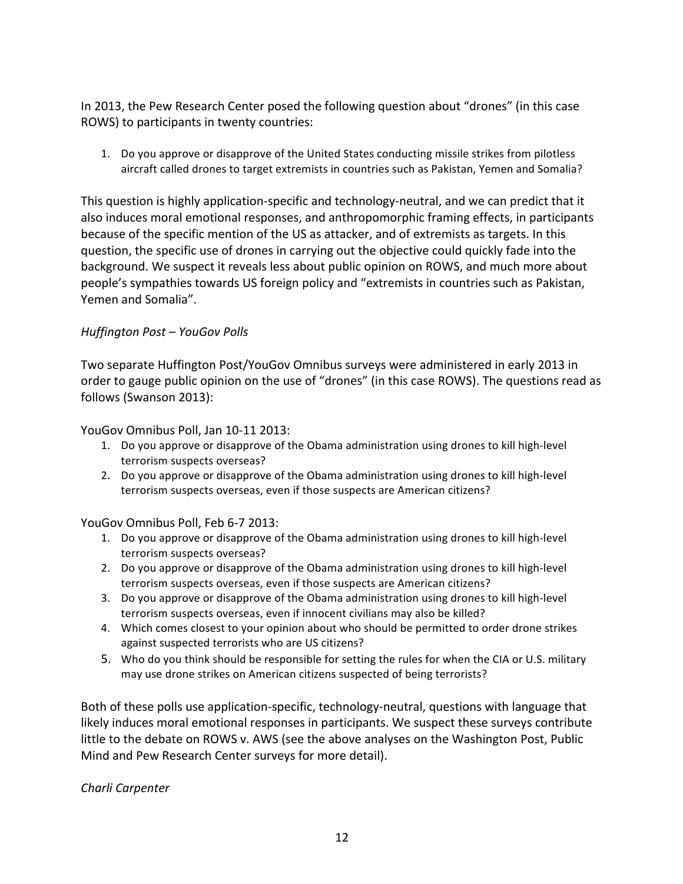In 2013, the Pew Research Center posed the following question about "drones" (in this case ROWS) to participants in twenty countries:

1. Do you approve or disapprove of the United States conducting missile strikes from pilotless aircraft called drones to target extremists in countries such as Pakistan, Yemen and Somalia?

This question is highly application-specific and technology-neutral, and we can predict that it also induces moral emotional responses, and anthropomorphic framing effects, in participants because of the specific mention of the US as attacker, and of extremists as targets. In this question, the specific use of drones in carrying out the objective could quickly fade into the background. We suspect it reveals less about public opinion on ROWS, and much more about people's sympathies towards US foreign policy and "extremists in countries such as Pakistan, Yemen and Somalia".

*Huffington Post – YouGov Polls*

Two separate Huffington Post/YouGov Omnibus surveys were administered in early 2013 in order to gauge public opinion on the use of "drones" (in this case ROWS). The questions read as follows (Swanson 2013):

YouGov Omnibus Poll, Jan 10-11 2013:

1. Do you approve or disapprove of the Obama administration using drones to kill high-level terrorism suspects overseas?
2. Do you approve or disapprove of the Obama administration using drones to kill high-level terrorism suspects overseas, even if those suspects are American citizens?

YouGov Omnibus Poll, Feb 6-7 2013:

1. Do you approve or disapprove of the Obama administration using drones to kill high-level terrorism suspects overseas?
2. Do you approve or disapprove of the Obama administration using drones to kill high-level terrorism suspects overseas, even if those suspects are American citizens?
3. Do you approve or disapprove of the Obama administration using drones to kill high-level terrorism suspects overseas, even if innocent civilians may also be killed?
4. Which comes closest to your opinion about who should be permitted to order drone strikes against suspected terrorists who are US citizens?
5. Who do you think should be responsible for setting the rules for when the CIA or U.S. military may use drone strikes on American citizens suspected of being terrorists?

Both of these polls use application-specific, technology-neutral, questions with language that likely induces moral emotional responses in participants. We suspect these surveys contribute little to the debate on ROWS v. AWS (see the above analyses on the Washington Post, Public Mind and Pew Research Center surveys for more detail).

*Charli Carpenter*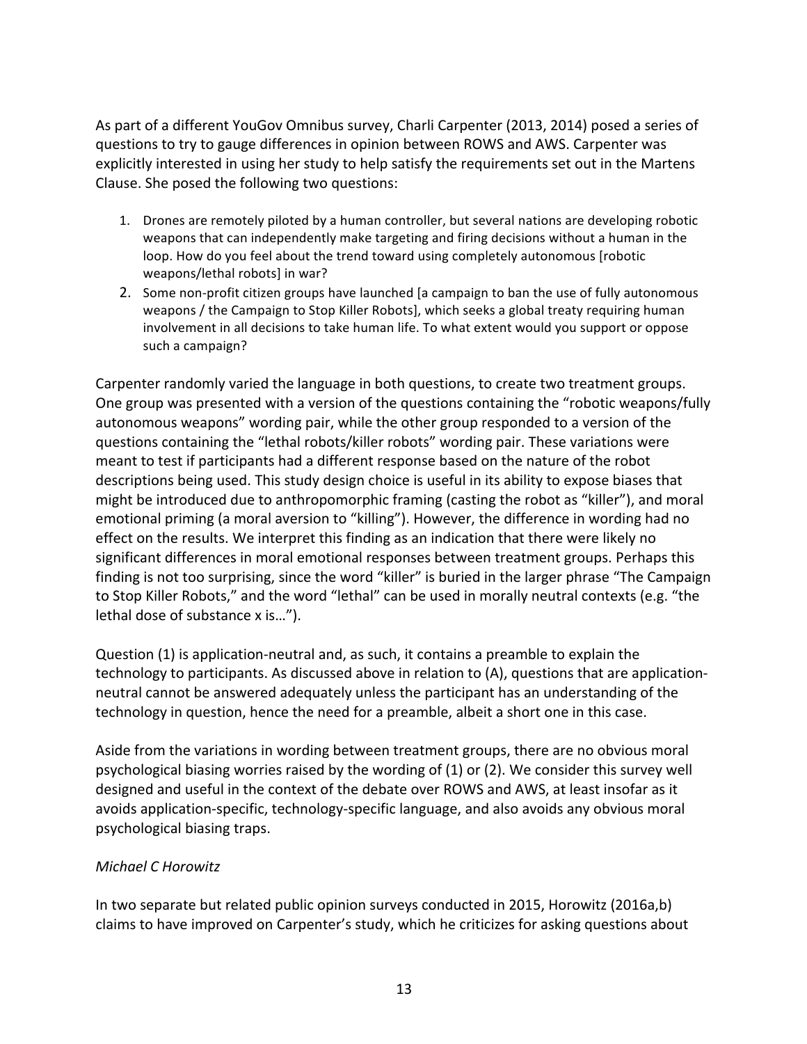As part of a different YouGov Omnibus survey, Charli Carpenter (2013, 2014) posed a series of questions to try to gauge differences in opinion between ROWS and AWS. Carpenter was explicitly interested in using her study to help satisfy the requirements set out in the Martens Clause. She posed the following two questions:

1. Drones are remotely piloted by a human controller, but several nations are developing robotic weapons that can independently make targeting and firing decisions without a human in the loop. How do you feel about the trend toward using completely autonomous [robotic weapons/lethal robots] in war?
2. Some non-profit citizen groups have launched [a campaign to ban the use of fully autonomous weapons / the Campaign to Stop Killer Robots], which seeks a global treaty requiring human involvement in all decisions to take human life. To what extent would you support or oppose such a campaign?

Carpenter randomly varied the language in both questions, to create two treatment groups. One group was presented with a version of the questions containing the "robotic weapons/fully autonomous weapons" wording pair, while the other group responded to a version of the questions containing the "lethal robots/killer robots" wording pair. These variations were meant to test if participants had a different response based on the nature of the robot descriptions being used. This study design choice is useful in its ability to expose biases that might be introduced due to anthropomorphic framing (casting the robot as "killer"), and moral emotional priming (a moral aversion to "killing"). However, the difference in wording had no effect on the results. We interpret this finding as an indication that there were likely no significant differences in moral emotional responses between treatment groups. Perhaps this finding is not too surprising, since the word "killer" is buried in the larger phrase "The Campaign to Stop Killer Robots," and the word "lethal" can be used in morally neutral contexts (e.g. "the lethal dose of substance x is…").

Question (1) is application-neutral and, as such, it contains a preamble to explain the technology to participants. As discussed above in relation to (A), questions that are application-neutral cannot be answered adequately unless the participant has an understanding of the technology in question, hence the need for a preamble, albeit a short one in this case.

Aside from the variations in wording between treatment groups, there are no obvious moral psychological biasing worries raised by the wording of (1) or (2). We consider this survey well designed and useful in the context of the debate over ROWS and AWS, at least insofar as it avoids application-specific, technology-specific language, and also avoids any obvious moral psychological biasing traps.

*Michael C Horowitz*

In two separate but related public opinion surveys conducted in 2015, Horowitz (2016a,b) claims to have improved on Carpenter's study, which he criticizes for asking questions about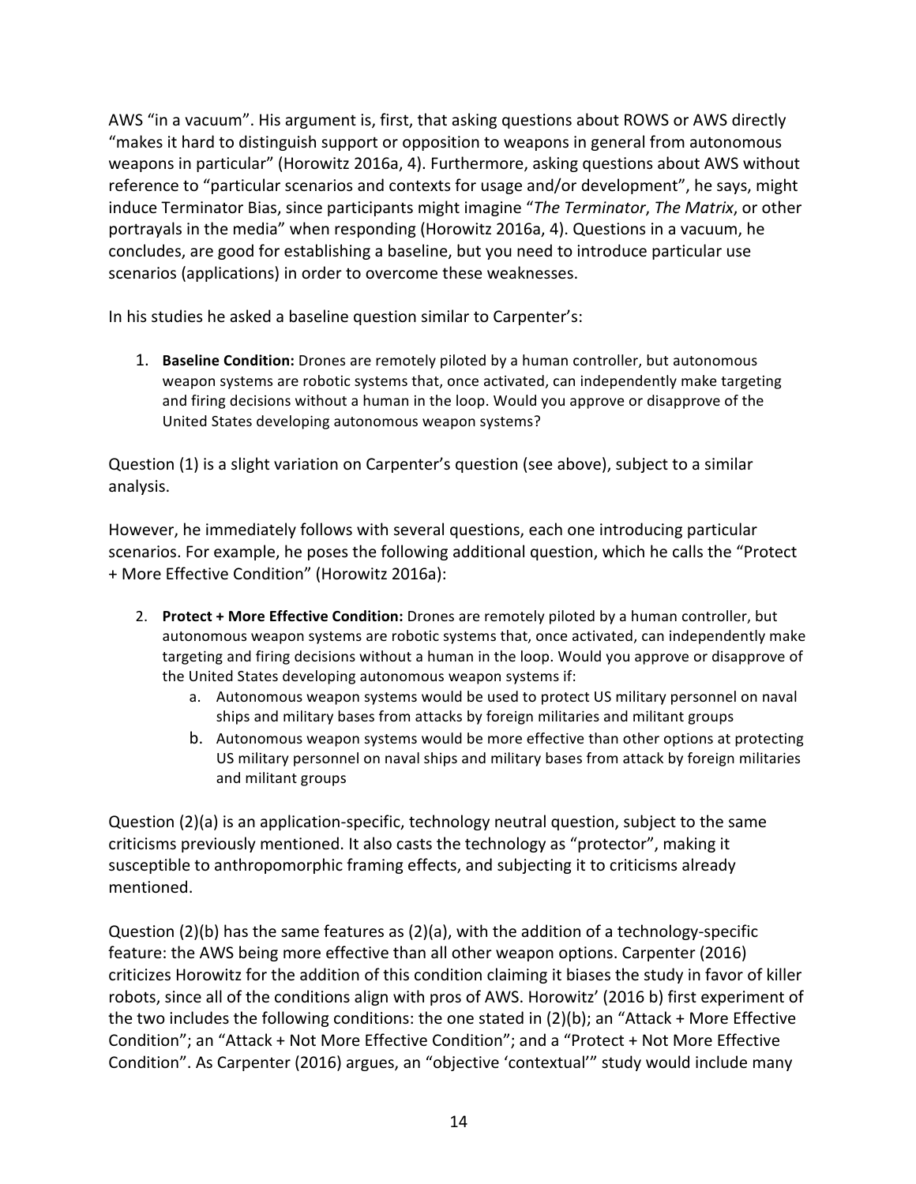AWS "in a vacuum". His argument is, first, that asking questions about ROWS or AWS directly "makes it hard to distinguish support or opposition to weapons in general from autonomous weapons in particular" (Horowitz 2016a, 4). Furthermore, asking questions about AWS without reference to "particular scenarios and contexts for usage and/or development", he says, might induce Terminator Bias, since participants might imagine "*The Terminator*, *The Matrix*, or other portrayals in the media" when responding (Horowitz 2016a, 4). Questions in a vacuum, he concludes, are good for establishing a baseline, but you need to introduce particular use scenarios (applications) in order to overcome these weaknesses.

In his studies he asked a baseline question similar to Carpenter's:

1. **Baseline Condition:** Drones are remotely piloted by a human controller, but autonomous weapon systems are robotic systems that, once activated, can independently make targeting and firing decisions without a human in the loop. Would you approve or disapprove of the United States developing autonomous weapon systems?

Question (1) is a slight variation on Carpenter's question (see above), subject to a similar analysis.

However, he immediately follows with several questions, each one introducing particular scenarios. For example, he poses the following additional question, which he calls the "Protect + More Effective Condition" (Horowitz 2016a):

2. **Protect + More Effective Condition:** Drones are remotely piloted by a human controller, but autonomous weapon systems are robotic systems that, once activated, can independently make targeting and firing decisions without a human in the loop. Would you approve or disapprove of the United States developing autonomous weapon systems if:
   a. Autonomous weapon systems would be used to protect US military personnel on naval ships and military bases from attacks by foreign militaries and militant groups
   b. Autonomous weapon systems would be more effective than other options at protecting US military personnel on naval ships and military bases from attack by foreign militaries and militant groups

Question (2)(a) is an application-specific, technology neutral question, subject to the same criticisms previously mentioned. It also casts the technology as "protector", making it susceptible to anthropomorphic framing effects, and subjecting it to criticisms already mentioned.

Question (2)(b) has the same features as (2)(a), with the addition of a technology-specific feature: the AWS being more effective than all other weapon options. Carpenter (2016) criticizes Horowitz for the addition of this condition claiming it biases the study in favor of killer robots, since all of the conditions align with pros of AWS. Horowitz' (2016 b) first experiment of the two includes the following conditions: the one stated in (2)(b); an "Attack + More Effective Condition"; an "Attack + Not More Effective Condition"; and a "Protect + Not More Effective Condition". As Carpenter (2016) argues, an "objective 'contextual'" study would include many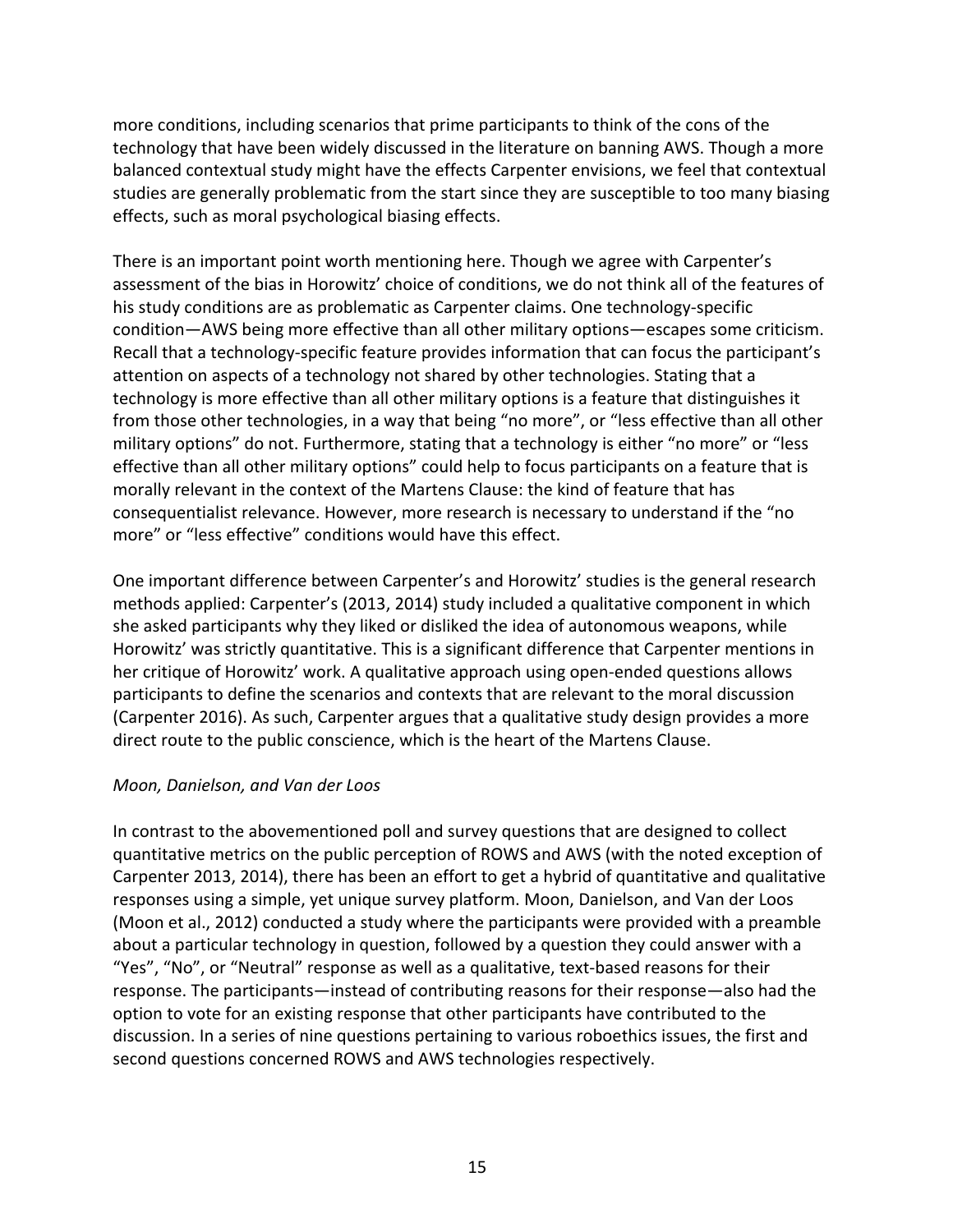more conditions, including scenarios that prime participants to think of the cons of the technology that have been widely discussed in the literature on banning AWS. Though a more balanced contextual study might have the effects Carpenter envisions, we feel that contextual studies are generally problematic from the start since they are susceptible to too many biasing effects, such as moral psychological biasing effects.

There is an important point worth mentioning here. Though we agree with Carpenter's assessment of the bias in Horowitz' choice of conditions, we do not think all of the features of his study conditions are as problematic as Carpenter claims. One technology-specific condition—AWS being more effective than all other military options—escapes some criticism. Recall that a technology-specific feature provides information that can focus the participant's attention on aspects of a technology not shared by other technologies. Stating that a technology is more effective than all other military options is a feature that distinguishes it from those other technologies, in a way that being "no more", or "less effective than all other military options" do not. Furthermore, stating that a technology is either "no more" or "less effective than all other military options" could help to focus participants on a feature that is morally relevant in the context of the Martens Clause: the kind of feature that has consequentialist relevance. However, more research is necessary to understand if the "no more" or "less effective" conditions would have this effect.

One important difference between Carpenter's and Horowitz' studies is the general research methods applied: Carpenter's (2013, 2014) study included a qualitative component in which she asked participants why they liked or disliked the idea of autonomous weapons, while Horowitz' was strictly quantitative. This is a significant difference that Carpenter mentions in her critique of Horowitz' work. A qualitative approach using open-ended questions allows participants to define the scenarios and contexts that are relevant to the moral discussion (Carpenter 2016). As such, Carpenter argues that a qualitative study design provides a more direct route to the public conscience, which is the heart of the Martens Clause.

*Moon, Danielson, and Van der Loos*

In contrast to the abovementioned poll and survey questions that are designed to collect quantitative metrics on the public perception of ROWS and AWS (with the noted exception of Carpenter 2013, 2014), there has been an effort to get a hybrid of quantitative and qualitative responses using a simple, yet unique survey platform. Moon, Danielson, and Van der Loos (Moon et al., 2012) conducted a study where the participants were provided with a preamble about a particular technology in question, followed by a question they could answer with a "Yes", "No", or "Neutral" response as well as a qualitative, text-based reasons for their response. The participants—instead of contributing reasons for their response—also had the option to vote for an existing response that other participants have contributed to the discussion. In a series of nine questions pertaining to various roboethics issues, the first and second questions concerned ROWS and AWS technologies respectively.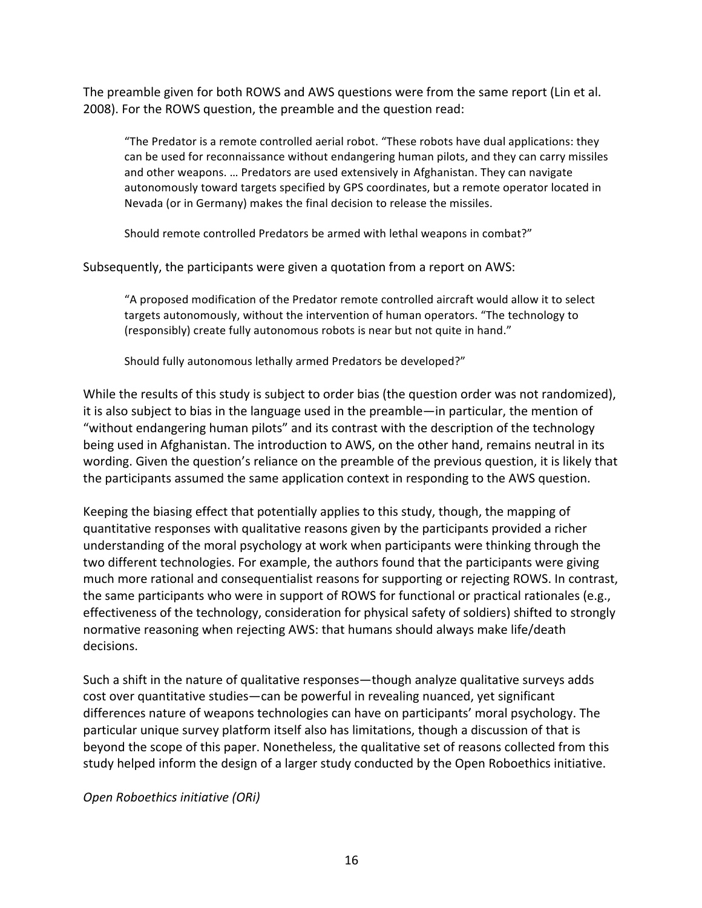The preamble given for both ROWS and AWS questions were from the same report (Lin et al. 2008). For the ROWS question, the preamble and the question read:

> "The Predator is a remote controlled aerial robot. "These robots have dual applications: they can be used for reconnaissance without endangering human pilots, and they can carry missiles and other weapons. … Predators are used extensively in Afghanistan. They can navigate autonomously toward targets specified by GPS coordinates, but a remote operator located in Nevada (or in Germany) makes the final decision to release the missiles.
>
> Should remote controlled Predators be armed with lethal weapons in combat?"

Subsequently, the participants were given a quotation from a report on AWS:

> "A proposed modification of the Predator remote controlled aircraft would allow it to select targets autonomously, without the intervention of human operators. "The technology to (responsibly) create fully autonomous robots is near but not quite in hand."
>
> Should fully autonomous lethally armed Predators be developed?"

While the results of this study is subject to order bias (the question order was not randomized), it is also subject to bias in the language used in the preamble—in particular, the mention of "without endangering human pilots" and its contrast with the description of the technology being used in Afghanistan. The introduction to AWS, on the other hand, remains neutral in its wording. Given the question's reliance on the preamble of the previous question, it is likely that the participants assumed the same application context in responding to the AWS question.

Keeping the biasing effect that potentially applies to this study, though, the mapping of quantitative responses with qualitative reasons given by the participants provided a richer understanding of the moral psychology at work when participants were thinking through the two different technologies. For example, the authors found that the participants were giving much more rational and consequentialist reasons for supporting or rejecting ROWS. In contrast, the same participants who were in support of ROWS for functional or practical rationales (e.g., effectiveness of the technology, consideration for physical safety of soldiers) shifted to strongly normative reasoning when rejecting AWS: that humans should always make life/death decisions.

Such a shift in the nature of qualitative responses—though analyze qualitative surveys adds cost over quantitative studies—can be powerful in revealing nuanced, yet significant differences nature of weapons technologies can have on participants' moral psychology. The particular unique survey platform itself also has limitations, though a discussion of that is beyond the scope of this paper. Nonetheless, the qualitative set of reasons collected from this study helped inform the design of a larger study conducted by the Open Roboethics initiative.

*Open Roboethics initiative (ORi)*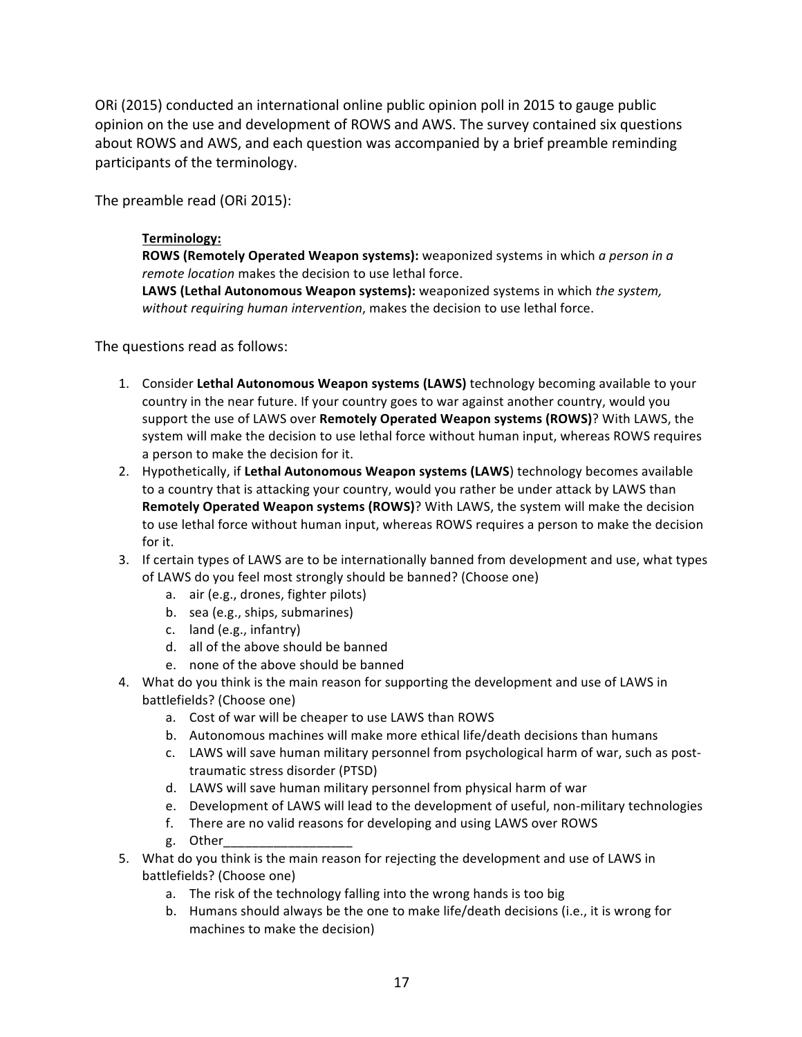ORi (2015) conducted an international online public opinion poll in 2015 to gauge public opinion on the use and development of ROWS and AWS. The survey contained six questions about ROWS and AWS, and each question was accompanied by a brief preamble reminding participants of the terminology.

The preamble read (ORi 2015):

> **Terminology:**
> **ROWS (Remotely Operated Weapon systems):** weaponized systems in which *a person in a remote location* makes the decision to use lethal force.
> **LAWS (Lethal Autonomous Weapon systems):** weaponized systems in which *the system, without requiring human intervention*, makes the decision to use lethal force.

The questions read as follows:

1. Consider **Lethal Autonomous Weapon systems (LAWS)** technology becoming available to your country in the near future. If your country goes to war against another country, would you support the use of LAWS over **Remotely Operated Weapon systems (ROWS)**? With LAWS, the system will make the decision to use lethal force without human input, whereas ROWS requires a person to make the decision for it.
2. Hypothetically, if **Lethal Autonomous Weapon systems (LAWS)** technology becomes available to a country that is attacking your country, would you rather be under attack by LAWS than **Remotely Operated Weapon systems (ROWS)**? With LAWS, the system will make the decision to use lethal force without human input, whereas ROWS requires a person to make the decision for it.
3. If certain types of LAWS are to be internationally banned from development and use, what types of LAWS do you feel most strongly should be banned? (Choose one)
   a. air (e.g., drones, fighter pilots)
   b. sea (e.g., ships, submarines)
   c. land (e.g., infantry)
   d. all of the above should be banned
   e. none of the above should be banned
4. What do you think is the main reason for supporting the development and use of LAWS in battlefields? (Choose one)
   a. Cost of war will be cheaper to use LAWS than ROWS
   b. Autonomous machines will make more ethical life/death decisions than humans
   c. LAWS will save human military personnel from psychological harm of war, such as post-traumatic stress disorder (PTSD)
   d. LAWS will save human military personnel from physical harm of war
   e. Development of LAWS will lead to the development of useful, non-military technologies
   f. There are no valid reasons for developing and using LAWS over ROWS
   g. Other__________________
5. What do you think is the main reason for rejecting the development and use of LAWS in battlefields? (Choose one)
   a. The risk of the technology falling into the wrong hands is too big
   b. Humans should always be the one to make life/death decisions (i.e., it is wrong for machines to make the decision)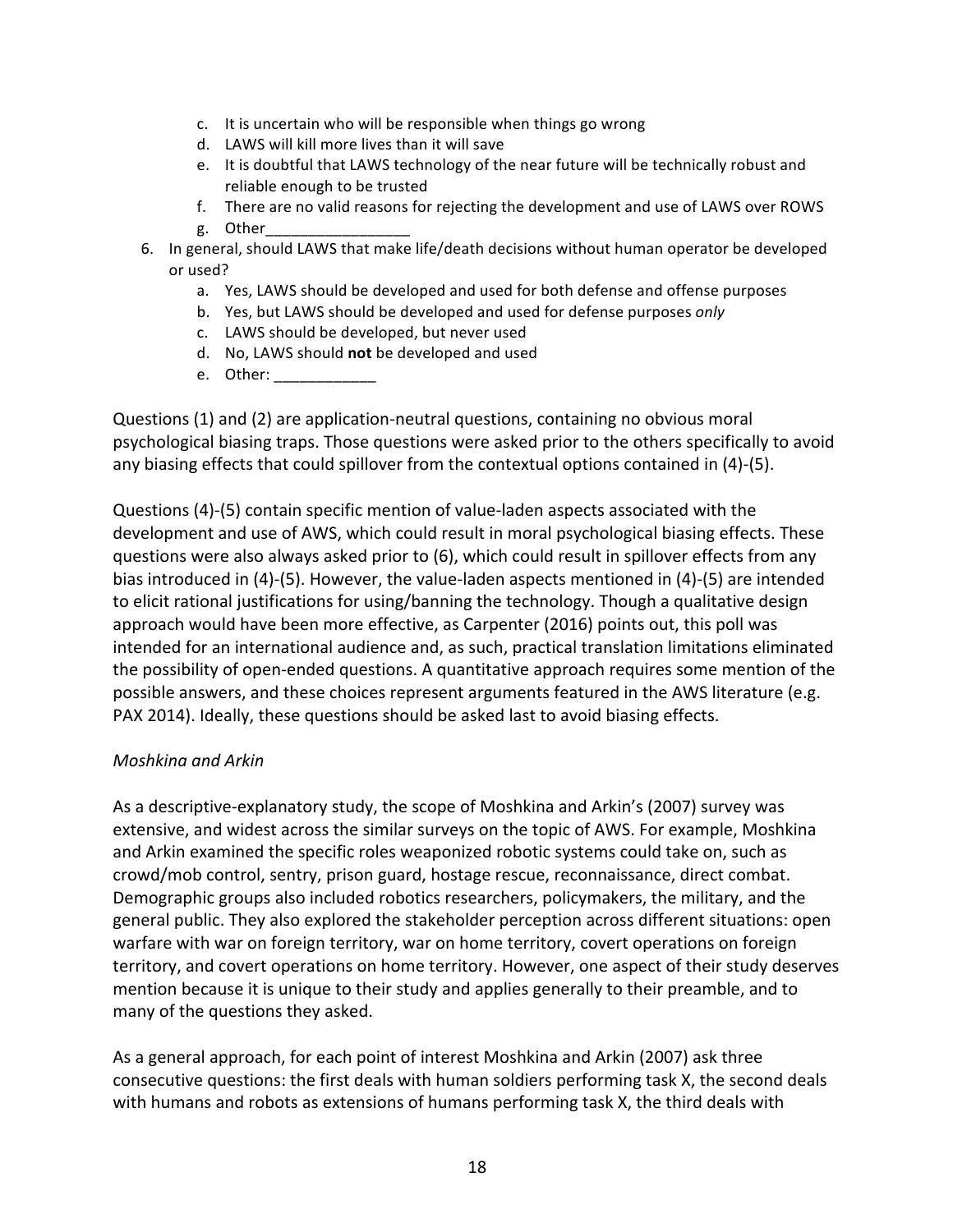c. It is uncertain who will be responsible when things go wrong
   d. LAWS will kill more lives than it will save
   e. It is doubtful that LAWS technology of the near future will be technically robust and reliable enough to be trusted
   f. There are no valid reasons for rejecting the development and use of LAWS over ROWS
   g. Other_________________

6. In general, should LAWS that make life/death decisions without human operator be developed or used?
   a. Yes, LAWS should be developed and used for both defense and offense purposes
   b. Yes, but LAWS should be developed and used for defense purposes *only*
   c. LAWS should be developed, but never used
   d. No, LAWS should **not** be developed and used
   e. Other: ____________

Questions (1) and (2) are application-neutral questions, containing no obvious moral psychological biasing traps. Those questions were asked prior to the others specifically to avoid any biasing effects that could spillover from the contextual options contained in (4)-(5).

Questions (4)-(5) contain specific mention of value-laden aspects associated with the development and use of AWS, which could result in moral psychological biasing effects. These questions were also always asked prior to (6), which could result in spillover effects from any bias introduced in (4)-(5). However, the value-laden aspects mentioned in (4)-(5) are intended to elicit rational justifications for using/banning the technology. Though a qualitative design approach would have been more effective, as Carpenter (2016) points out, this poll was intended for an international audience and, as such, practical translation limitations eliminated the possibility of open-ended questions. A quantitative approach requires some mention of the possible answers, and these choices represent arguments featured in the AWS literature (e.g. PAX 2014). Ideally, these questions should be asked last to avoid biasing effects.

*Moshkina and Arkin*

As a descriptive-explanatory study, the scope of Moshkina and Arkin's (2007) survey was extensive, and widest across the similar surveys on the topic of AWS. For example, Moshkina and Arkin examined the specific roles weaponized robotic systems could take on, such as crowd/mob control, sentry, prison guard, hostage rescue, reconnaissance, direct combat. Demographic groups also included robotics researchers, policymakers, the military, and the general public. They also explored the stakeholder perception across different situations: open warfare with war on foreign territory, war on home territory, covert operations on foreign territory, and covert operations on home territory. However, one aspect of their study deserves mention because it is unique to their study and applies generally to their preamble, and to many of the questions they asked.

As a general approach, for each point of interest Moshkina and Arkin (2007) ask three consecutive questions: the first deals with human soldiers performing task X, the second deals with humans and robots as extensions of humans performing task X, the third deals with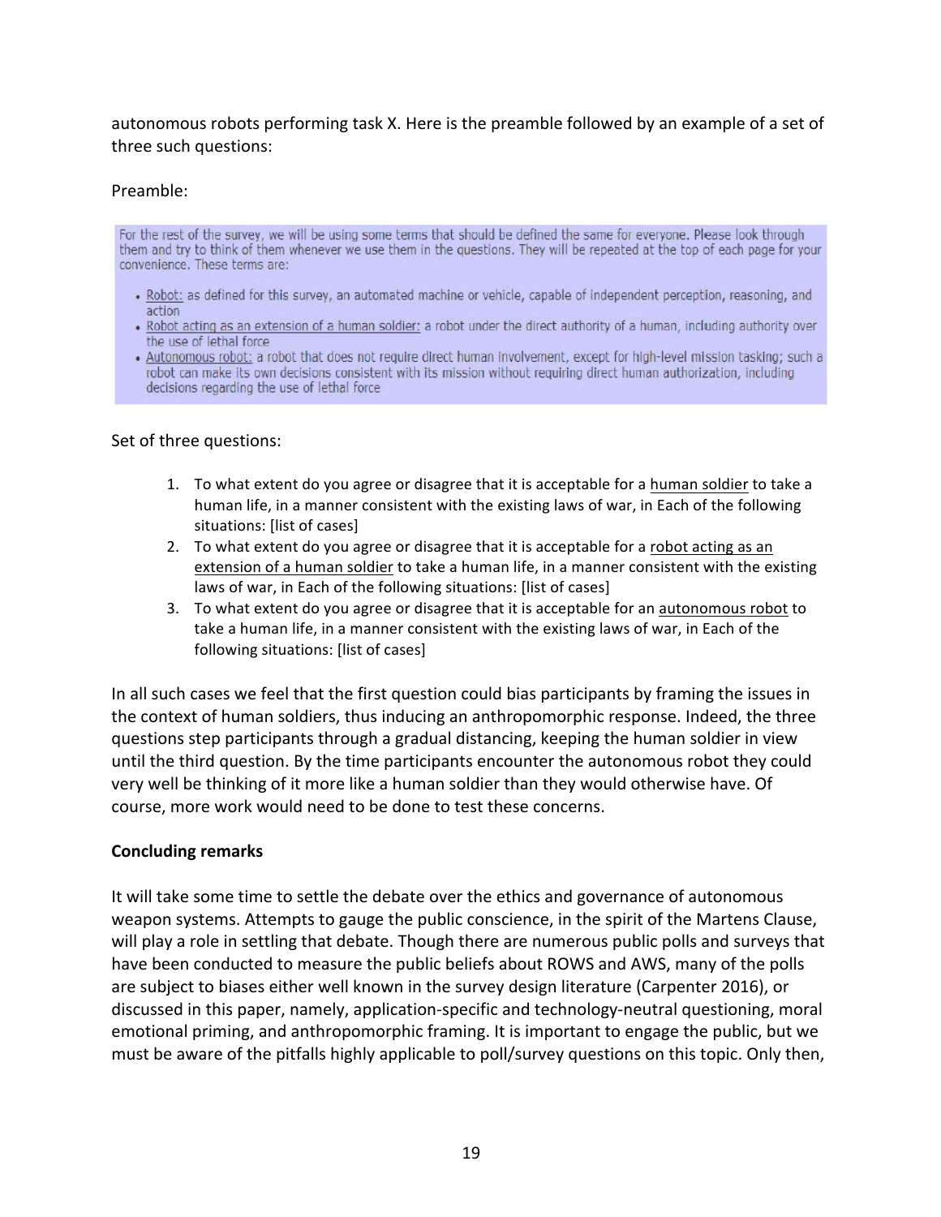autonomous robots performing task X. Here is the preamble followed by an example of a set of three such questions:

Preamble:

> For the rest of the survey, we will be using some terms that should be defined the same for everyone. Please look through them and try to think of them whenever we use them in the questions. They will be repeated at the top of each page for your convenience. These terms are:
>
> - Robot: as defined for this survey, an automated machine or vehicle, capable of independent perception, reasoning, and action
> - Robot acting as an extension of a human soldier: a robot under the direct authority of a human, including authority over the use of lethal force
> - Autonomous robot: a robot that does not require direct human involvement, except for high-level mission tasking; such a robot can make its own decisions consistent with its mission without requiring direct human authorization, including decisions regarding the use of lethal force

Set of three questions:

1. To what extent do you agree or disagree that it is acceptable for a human soldier to take a human life, in a manner consistent with the existing laws of war, in Each of the following situations: [list of cases]
2. To what extent do you agree or disagree that it is acceptable for a robot acting as an extension of a human soldier to take a human life, in a manner consistent with the existing laws of war, in Each of the following situations: [list of cases]
3. To what extent do you agree or disagree that it is acceptable for an autonomous robot to take a human life, in a manner consistent with the existing laws of war, in Each of the following situations: [list of cases]

In all such cases we feel that the first question could bias participants by framing the issues in the context of human soldiers, thus inducing an anthropomorphic response. Indeed, the three questions step participants through a gradual distancing, keeping the human soldier in view until the third question. By the time participants encounter the autonomous robot they could very well be thinking of it more like a human soldier than they would otherwise have. Of course, more work would need to be done to test these concerns.

## Concluding remarks

It will take some time to settle the debate over the ethics and governance of autonomous weapon systems. Attempts to gauge the public conscience, in the spirit of the Martens Clause, will play a role in settling that debate. Though there are numerous public polls and surveys that have been conducted to measure the public beliefs about ROWS and AWS, many of the polls are subject to biases either well known in the survey design literature (Carpenter 2016), or discussed in this paper, namely, application-specific and technology-neutral questioning, moral emotional priming, and anthropomorphic framing. It is important to engage the public, but we must be aware of the pitfalls highly applicable to poll/survey questions on this topic. Only then,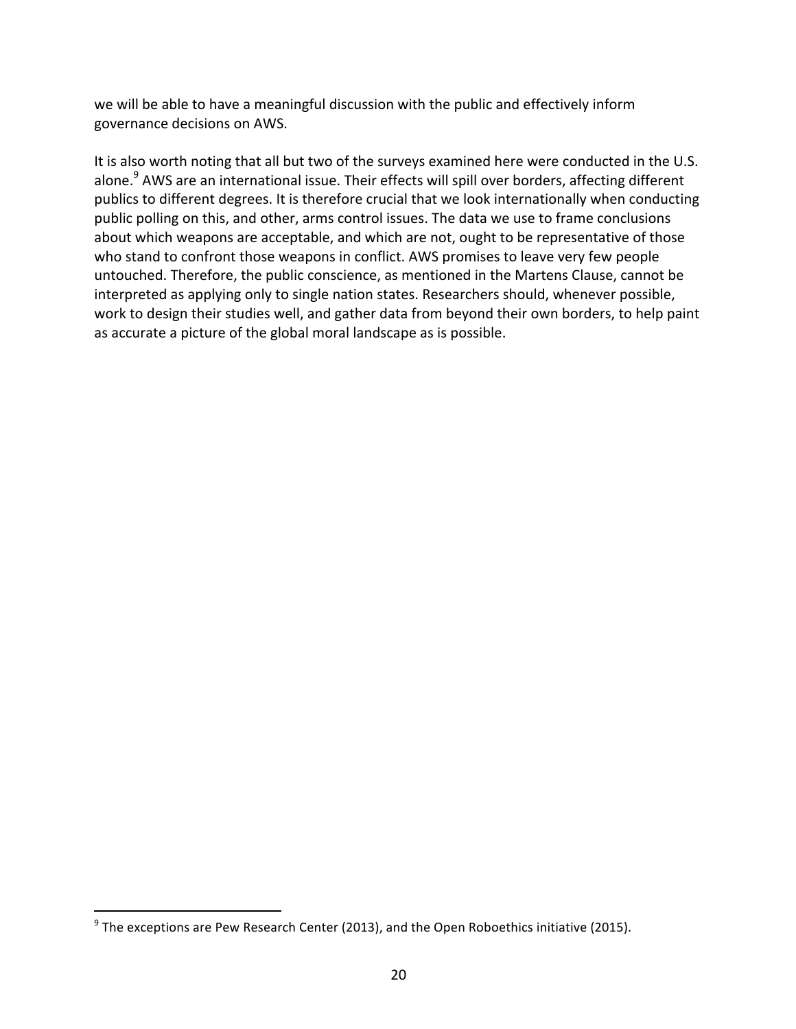we will be able to have a meaningful discussion with the public and effectively inform governance decisions on AWS.

It is also worth noting that all but two of the surveys examined here were conducted in the U.S. alone.[9] AWS are an international issue. Their effects will spill over borders, affecting different publics to different degrees. It is therefore crucial that we look internationally when conducting public polling on this, and other, arms control issues. The data we use to frame conclusions about which weapons are acceptable, and which are not, ought to be representative of those who stand to confront those weapons in conflict. AWS promises to leave very few people untouched. Therefore, the public conscience, as mentioned in the Martens Clause, cannot be interpreted as applying only to single nation states. Researchers should, whenever possible, work to design their studies well, and gather data from beyond their own borders, to help paint as accurate a picture of the global moral landscape as is possible.

[9] The exceptions are Pew Research Center (2013), and the Open Roboethics initiative (2015).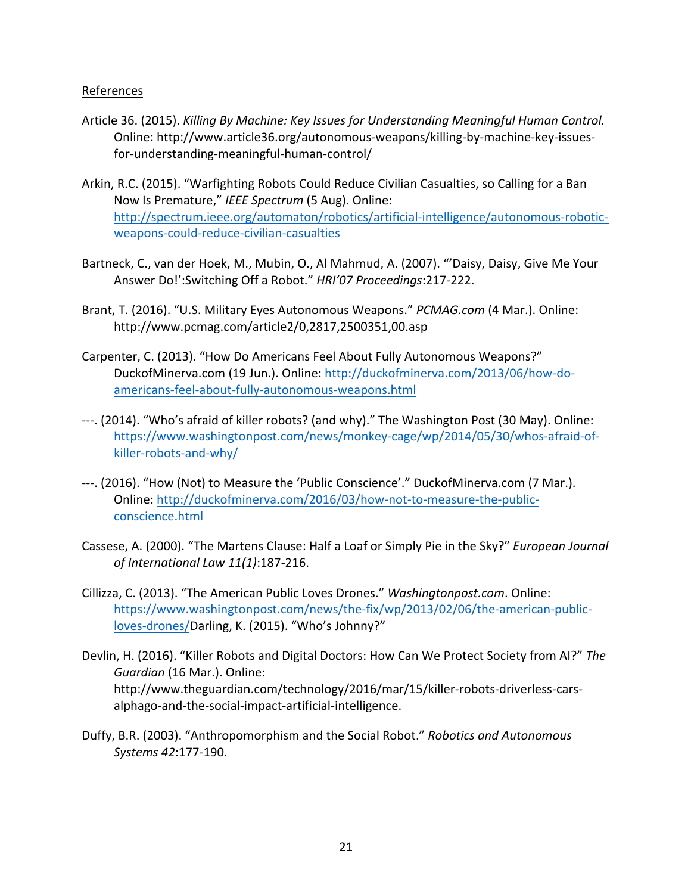References

Article 36. (2015). *Killing By Machine: Key Issues for Understanding Meaningful Human Control.* Online: http://www.article36.org/autonomous-weapons/killing-by-machine-key-issues-for-understanding-meaningful-human-control/

Arkin, R.C. (2015). "Warfighting Robots Could Reduce Civilian Casualties, so Calling for a Ban Now Is Premature," *IEEE Spectrum* (5 Aug). Online: http://spectrum.ieee.org/automaton/robotics/artificial-intelligence/autonomous-robotic-weapons-could-reduce-civilian-casualties

Bartneck, C., van der Hoek, M., Mubin, O., Al Mahmud, A. (2007). "'Daisy, Daisy, Give Me Your Answer Do!':Switching Off a Robot." *HRI'07 Proceedings*:217-222.

Brant, T. (2016). "U.S. Military Eyes Autonomous Weapons." *PCMAG.com* (4 Mar.). Online: http://www.pcmag.com/article2/0,2817,2500351,00.asp

Carpenter, C. (2013). "How Do Americans Feel About Fully Autonomous Weapons?" DuckofMinerva.com (19 Jun.). Online: http://duckofminerva.com/2013/06/how-do-americans-feel-about-fully-autonomous-weapons.html

---. (2014). "Who's afraid of killer robots? (and why)." The Washington Post (30 May). Online: https://www.washingtonpost.com/news/monkey-cage/wp/2014/05/30/whos-afraid-of-killer-robots-and-why/

---. (2016). "How (Not) to Measure the 'Public Conscience'." DuckofMinerva.com (7 Mar.). Online: http://duckofminerva.com/2016/03/how-not-to-measure-the-public-conscience.html

Cassese, A. (2000). "The Martens Clause: Half a Loaf or Simply Pie in the Sky?" *European Journal of International Law 11(1)*:187-216.

Cillizza, C. (2013). "The American Public Loves Drones." *Washingtonpost.com*. Online: https://www.washingtonpost.com/news/the-fix/wp/2013/02/06/the-american-public-loves-drones/Darling, K. (2015). "Who's Johnny?"

Devlin, H. (2016). "Killer Robots and Digital Doctors: How Can We Protect Society from AI?" *The Guardian* (16 Mar.). Online: http://www.theguardian.com/technology/2016/mar/15/killer-robots-driverless-cars-alphago-and-the-social-impact-artificial-intelligence.

Duffy, B.R. (2003). "Anthropomorphism and the Social Robot." *Robotics and Autonomous Systems 42*:177-190.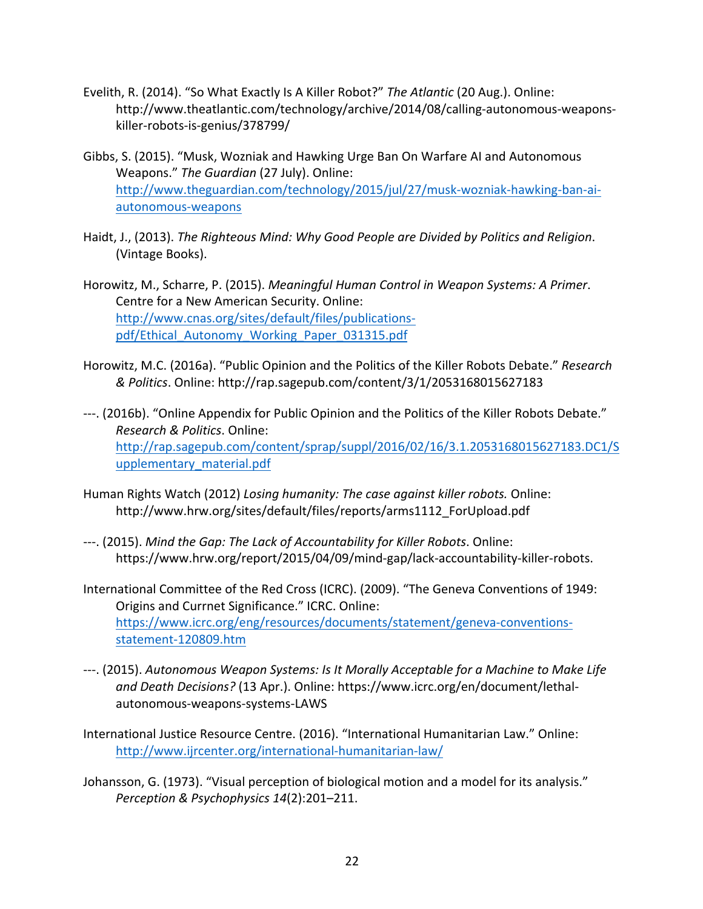Evelith, R. (2014). "So What Exactly Is A Killer Robot?" *The Atlantic* (20 Aug.). Online: http://www.theatlantic.com/technology/archive/2014/08/calling-autonomous-weapons-killer-robots-is-genius/378799/

Gibbs, S. (2015). "Musk, Wozniak and Hawking Urge Ban On Warfare AI and Autonomous Weapons." *The Guardian* (27 July). Online: http://www.theguardian.com/technology/2015/jul/27/musk-wozniak-hawking-ban-ai-autonomous-weapons

Haidt, J., (2013). *The Righteous Mind: Why Good People are Divided by Politics and Religion*. (Vintage Books).

Horowitz, M., Scharre, P. (2015). *Meaningful Human Control in Weapon Systems: A Primer*. Centre for a New American Security. Online: http://www.cnas.org/sites/default/files/publications-pdf/Ethical_Autonomy_Working_Paper_031315.pdf

Horowitz, M.C. (2016a). "Public Opinion and the Politics of the Killer Robots Debate." *Research & Politics*. Online: http://rap.sagepub.com/content/3/1/2053168015627183

---. (2016b). "Online Appendix for Public Opinion and the Politics of the Killer Robots Debate." *Research & Politics*. Online: http://rap.sagepub.com/content/sprap/suppl/2016/02/16/3.1.2053168015627183.DC1/Supplementary_material.pdf

Human Rights Watch (2012) *Losing humanity: The case against killer robots.* Online: http://www.hrw.org/sites/default/files/reports/arms1112_ForUpload.pdf

---. (2015). *Mind the Gap: The Lack of Accountability for Killer Robots*. Online: https://www.hrw.org/report/2015/04/09/mind-gap/lack-accountability-killer-robots.

International Committee of the Red Cross (ICRC). (2009). "The Geneva Conventions of 1949: Origins and Currnet Significance." ICRC. Online: https://www.icrc.org/eng/resources/documents/statement/geneva-conventions-statement-120809.htm

---. (2015). *Autonomous Weapon Systems: Is It Morally Acceptable for a Machine to Make Life and Death Decisions?* (13 Apr.). Online: https://www.icrc.org/en/document/lethal-autonomous-weapons-systems-LAWS

International Justice Resource Centre. (2016). "International Humanitarian Law." Online: http://www.ijrcenter.org/international-humanitarian-law/

Johansson, G. (1973). "Visual perception of biological motion and a model for its analysis." *Perception & Psychophysics 14*(2):201–211.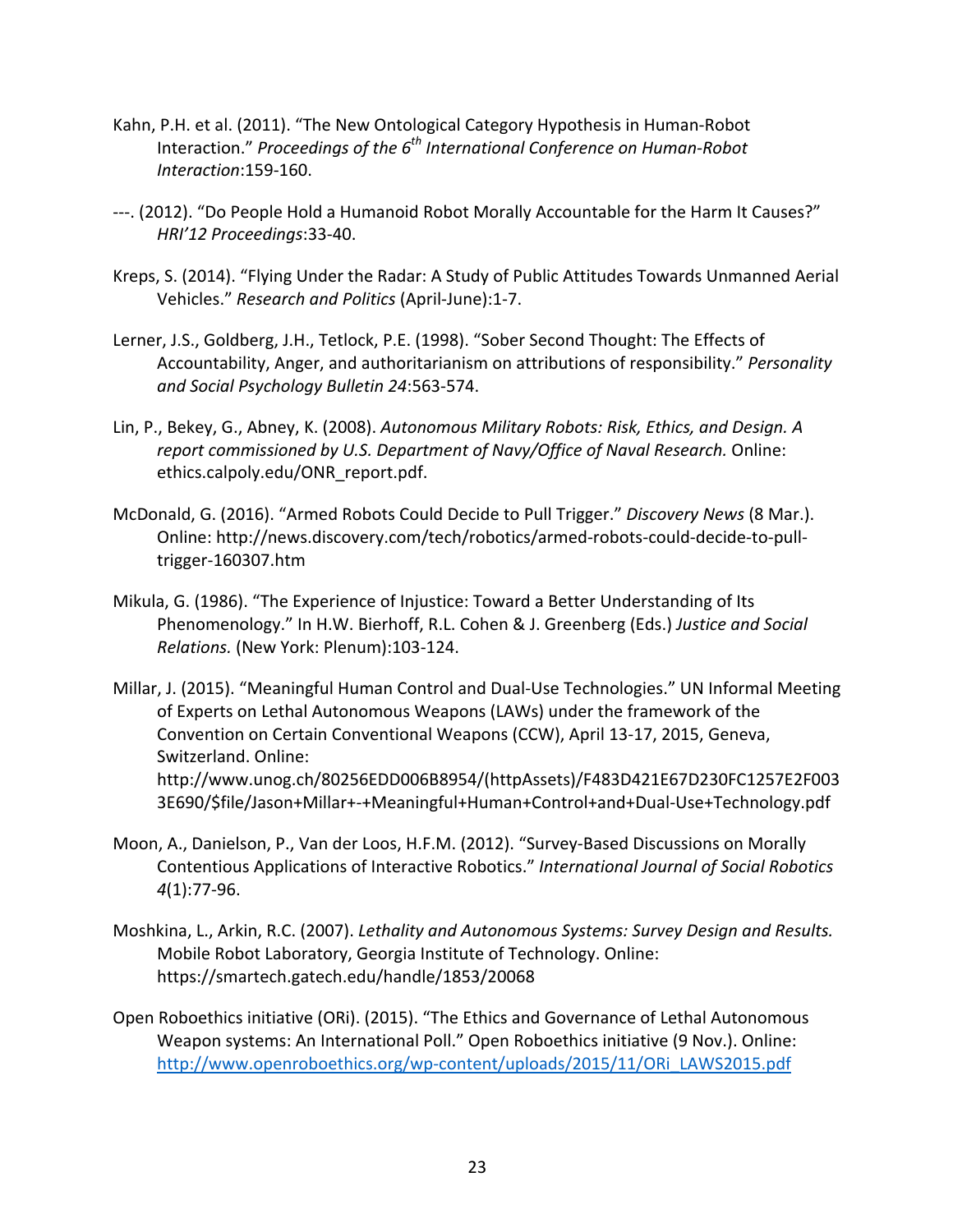Kahn, P.H. et al. (2011). "The New Ontological Category Hypothesis in Human-Robot Interaction." *Proceedings of the 6th International Conference on Human-Robot Interaction*:159-160.

---. (2012). "Do People Hold a Humanoid Robot Morally Accountable for the Harm It Causes?" *HRI'12 Proceedings*:33-40.

Kreps, S. (2014). "Flying Under the Radar: A Study of Public Attitudes Towards Unmanned Aerial Vehicles." *Research and Politics* (April-June):1-7.

Lerner, J.S., Goldberg, J.H., Tetlock, P.E. (1998). "Sober Second Thought: The Effects of Accountability, Anger, and authoritarianism on attributions of responsibility." *Personality and Social Psychology Bulletin 24*:563-574.

Lin, P., Bekey, G., Abney, K. (2008). *Autonomous Military Robots: Risk, Ethics, and Design. A report commissioned by U.S. Department of Navy/Office of Naval Research.* Online: ethics.calpoly.edu/ONR_report.pdf.

McDonald, G. (2016). "Armed Robots Could Decide to Pull Trigger." *Discovery News* (8 Mar.). Online: http://news.discovery.com/tech/robotics/armed-robots-could-decide-to-pull-trigger-160307.htm

Mikula, G. (1986). "The Experience of Injustice: Toward a Better Understanding of Its Phenomenology." In H.W. Bierhoff, R.L. Cohen & J. Greenberg (Eds.) *Justice and Social Relations.* (New York: Plenum):103-124.

Millar, J. (2015). "Meaningful Human Control and Dual-Use Technologies." UN Informal Meeting of Experts on Lethal Autonomous Weapons (LAWs) under the framework of the Convention on Certain Conventional Weapons (CCW), April 13-17, 2015, Geneva, Switzerland. Online: http://www.unog.ch/80256EDD006B8954/(httpAssets)/F483D421E67D230FC1257E2F0033E690/$file/Jason+Millar+-+Meaningful+Human+Control+and+Dual-Use+Technology.pdf

Moon, A., Danielson, P., Van der Loos, H.F.M. (2012). "Survey-Based Discussions on Morally Contentious Applications of Interactive Robotics." *International Journal of Social Robotics 4*(1):77-96.

Moshkina, L., Arkin, R.C. (2007). *Lethality and Autonomous Systems: Survey Design and Results.* Mobile Robot Laboratory, Georgia Institute of Technology. Online: https://smartech.gatech.edu/handle/1853/20068

Open Roboethics initiative (ORi). (2015). "The Ethics and Governance of Lethal Autonomous Weapon systems: An International Poll." Open Roboethics initiative (9 Nov.). Online: http://www.openroboethics.org/wp-content/uploads/2015/11/ORi_LAWS2015.pdf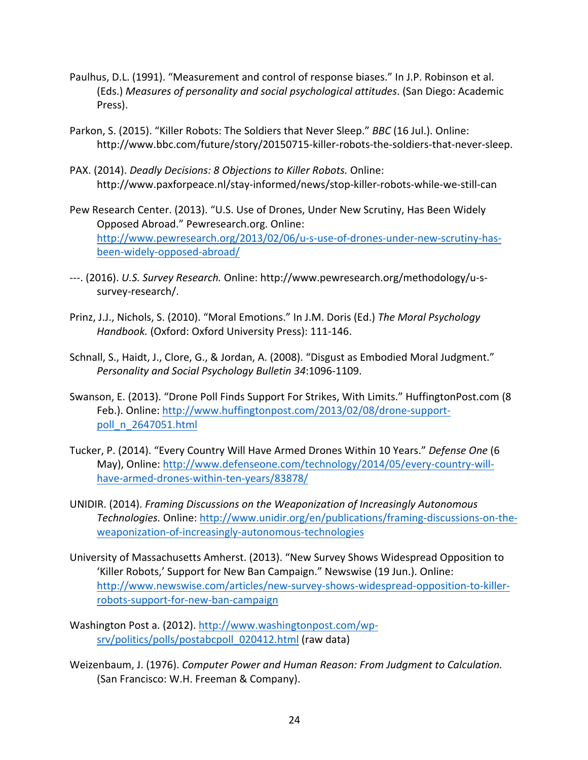Paulhus, D.L. (1991). "Measurement and control of response biases." In J.P. Robinson et al. (Eds.) *Measures of personality and social psychological attitudes*. (San Diego: Academic Press).

Parkon, S. (2015). "Killer Robots: The Soldiers that Never Sleep." *BBC* (16 Jul.). Online: http://www.bbc.com/future/story/20150715-killer-robots-the-soldiers-that-never-sleep.

PAX. (2014). *Deadly Decisions: 8 Objections to Killer Robots.* Online: http://www.paxforpeace.nl/stay-informed/news/stop-killer-robots-while-we-still-can

Pew Research Center. (2013). "U.S. Use of Drones, Under New Scrutiny, Has Been Widely Opposed Abroad." Pewresearch.org. Online: http://www.pewresearch.org/2013/02/06/u-s-use-of-drones-under-new-scrutiny-has-been-widely-opposed-abroad/

---. (2016). *U.S. Survey Research.* Online: http://www.pewresearch.org/methodology/u-s-survey-research/.

Prinz, J.J., Nichols, S. (2010). "Moral Emotions." In J.M. Doris (Ed.) *The Moral Psychology Handbook.* (Oxford: Oxford University Press): 111-146.

Schnall, S., Haidt, J., Clore, G., & Jordan, A. (2008). "Disgust as Embodied Moral Judgment." *Personality and Social Psychology Bulletin 34*:1096-1109.

Swanson, E. (2013). "Drone Poll Finds Support For Strikes, With Limits." HuffingtonPost.com (8 Feb.). Online: http://www.huffingtonpost.com/2013/02/08/drone-support-poll_n_2647051.html

Tucker, P. (2014). "Every Country Will Have Armed Drones Within 10 Years." *Defense One* (6 May), Online: http://www.defenseone.com/technology/2014/05/every-country-will-have-armed-drones-within-ten-years/83878/

UNIDIR. (2014). *Framing Discussions on the Weaponization of Increasingly Autonomous Technologies.* Online: http://www.unidir.org/en/publications/framing-discussions-on-the-weaponization-of-increasingly-autonomous-technologies

University of Massachusetts Amherst. (2013). "New Survey Shows Widespread Opposition to 'Killer Robots,' Support for New Ban Campaign." Newswise (19 Jun.). Online: http://www.newswise.com/articles/new-survey-shows-widespread-opposition-to-killer-robots-support-for-new-ban-campaign

Washington Post a. (2012). http://www.washingtonpost.com/wp-srv/politics/polls/postabcpoll_020412.html (raw data)

Weizenbaum, J. (1976). *Computer Power and Human Reason: From Judgment to Calculation.* (San Francisco: W.H. Freeman & Company).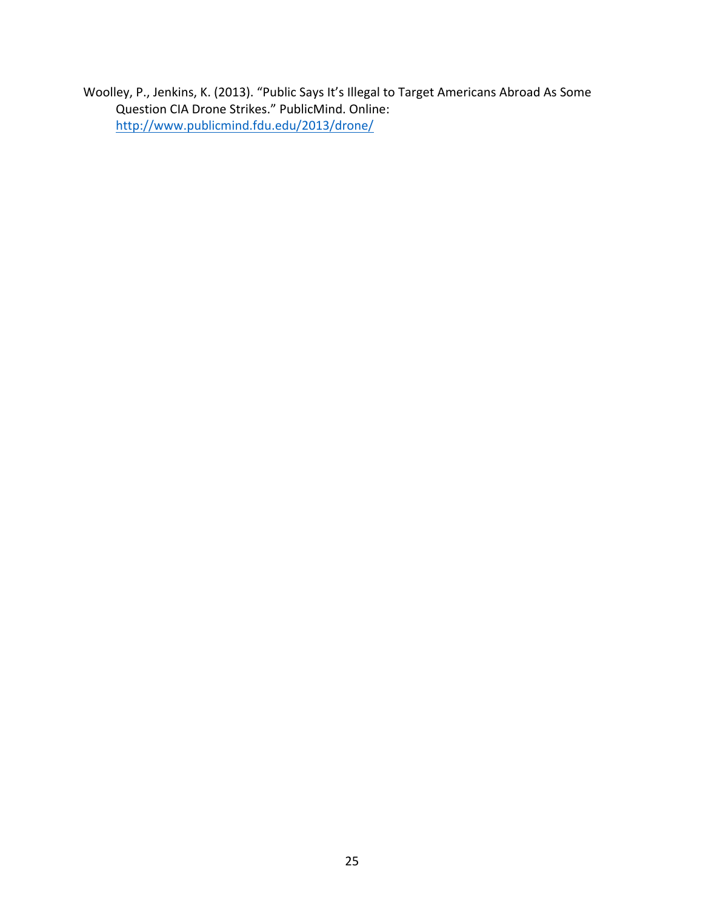Woolley, P., Jenkins, K. (2013). "Public Says It's Illegal to Target Americans Abroad As Some Question CIA Drone Strikes." PublicMind. Online: [http://www.publicmind.fdu.edu/2013/drone/](http://www.publicmind.fdu.edu/2013/drone/)